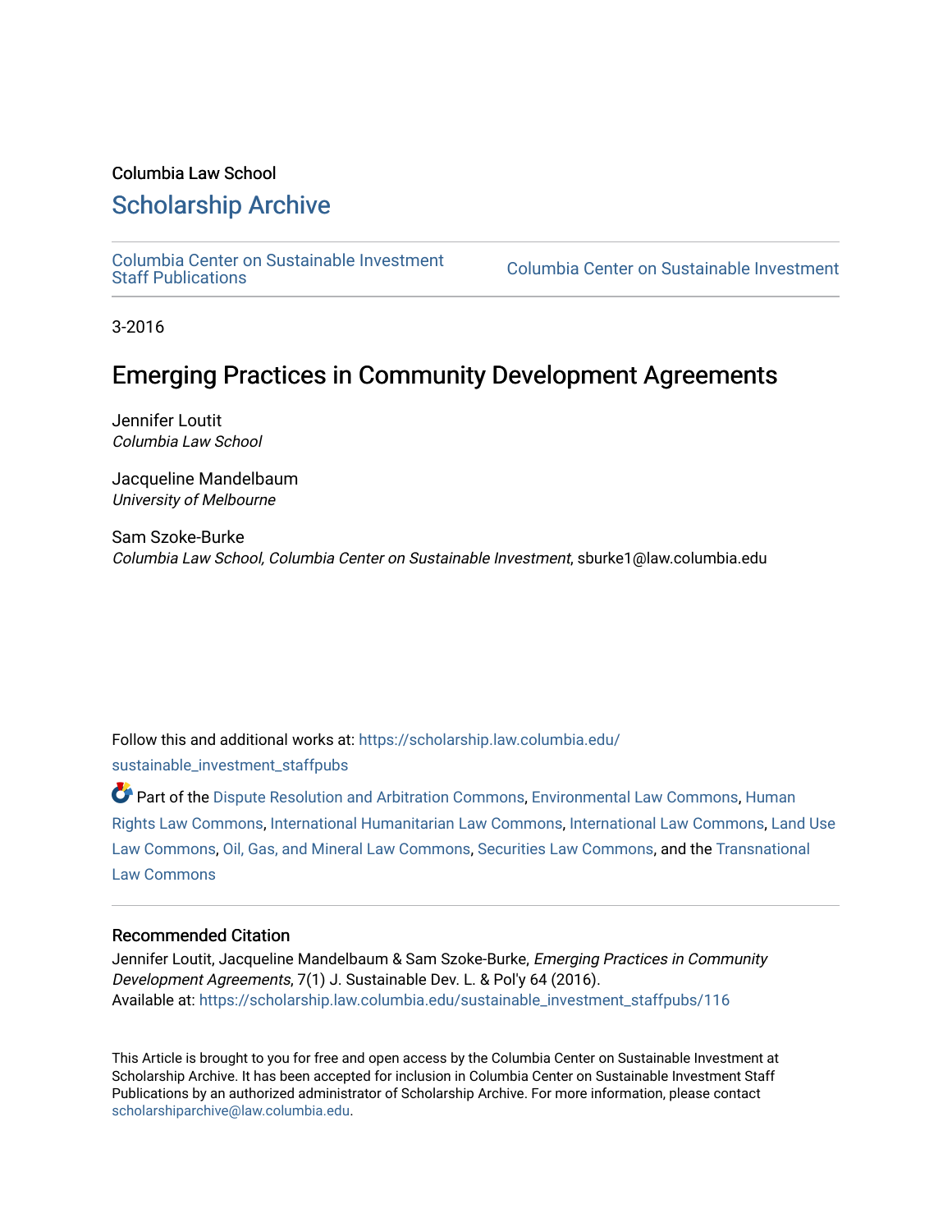Columbia Law School

# Scholarship Archive

Columbia Center on Sustainable Investment Staff Publications | Columbia Center on Sustainable Investment

3-2016

## Emerging Practices in Community Development Agreements

Jennifer Loutit
*Columbia Law School*

Jacqueline Mandelbaum
*University of Melbourne*

Sam Szoke-Burke
*Columbia Law School, Columbia Center on Sustainable Investment*, sburke1@law.columbia.edu

Follow this and additional works at: https://scholarship.law.columbia.edu/sustainable_investment_staffpubs

Part of the Dispute Resolution and Arbitration Commons, Environmental Law Commons, Human Rights Law Commons, International Humanitarian Law Commons, International Law Commons, Land Use Law Commons, Oil, Gas, and Mineral Law Commons, Securities Law Commons, and the Transnational Law Commons

### Recommended Citation

Jennifer Loutit, Jacqueline Mandelbaum & Sam Szoke-Burke, *Emerging Practices in Community Development Agreements*, 7(1) J. Sustainable Dev. L. & Pol'y 64 (2016).
Available at: https://scholarship.law.columbia.edu/sustainable_investment_staffpubs/116

This Article is brought to you for free and open access by the Columbia Center on Sustainable Investment at Scholarship Archive. It has been accepted for inclusion in Columbia Center on Sustainable Investment Staff Publications by an authorized administrator of Scholarship Archive. For more information, please contact scholarshiparchive@law.columbia.edu.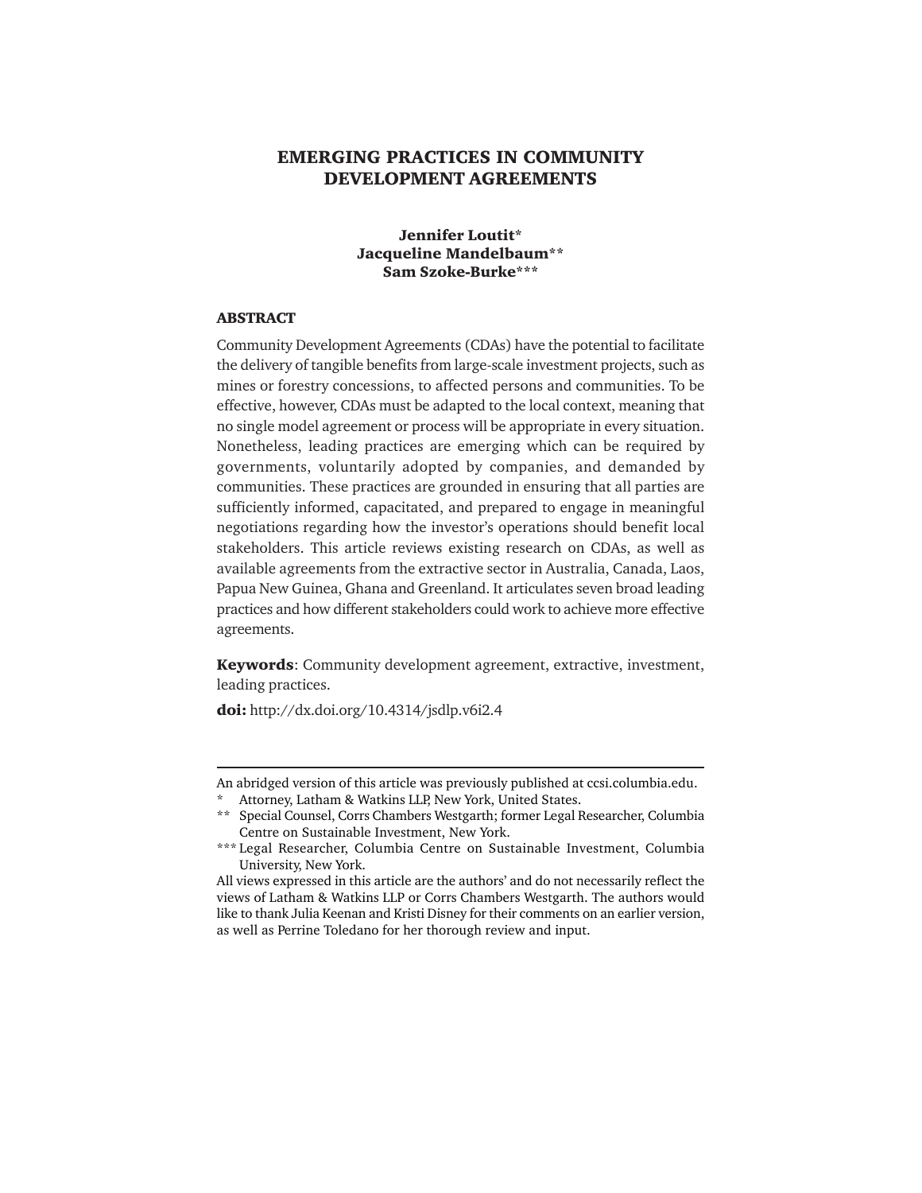# EMERGING PRACTICES IN COMMUNITY DEVELOPMENT AGREEMENTS

**Jennifer Loutit***
**Jacqueline Mandelbaum****
**Sam Szoke-Burke*****

## ABSTRACT

Community Development Agreements (CDAs) have the potential to facilitate the delivery of tangible benefits from large-scale investment projects, such as mines or forestry concessions, to affected persons and communities. To be effective, however, CDAs must be adapted to the local context, meaning that no single model agreement or process will be appropriate in every situation. Nonetheless, leading practices are emerging which can be required by governments, voluntarily adopted by companies, and demanded by communities. These practices are grounded in ensuring that all parties are sufficiently informed, capacitated, and prepared to engage in meaningful negotiations regarding how the investor's operations should benefit local stakeholders. This article reviews existing research on CDAs, as well as available agreements from the extractive sector in Australia, Canada, Laos, Papua New Guinea, Ghana and Greenland. It articulates seven broad leading practices and how different stakeholders could work to achieve more effective agreements.

**Keywords**: Community development agreement, extractive, investment, leading practices.

**doi:** http://dx.doi.org/10.4314/jsdlp.v6i2.4

---

An abridged version of this article was previously published at ccsi.columbia.edu.

\* Attorney, Latham & Watkins LLP, New York, United States.

\*\* Special Counsel, Corrs Chambers Westgarth; former Legal Researcher, Columbia Centre on Sustainable Investment, New York.

\*\*\* Legal Researcher, Columbia Centre on Sustainable Investment, Columbia University, New York.

All views expressed in this article are the authors' and do not necessarily reflect the views of Latham & Watkins LLP or Corrs Chambers Westgarth. The authors would like to thank Julia Keenan and Kristi Disney for their comments on an earlier version, as well as Perrine Toledano for her thorough review and input.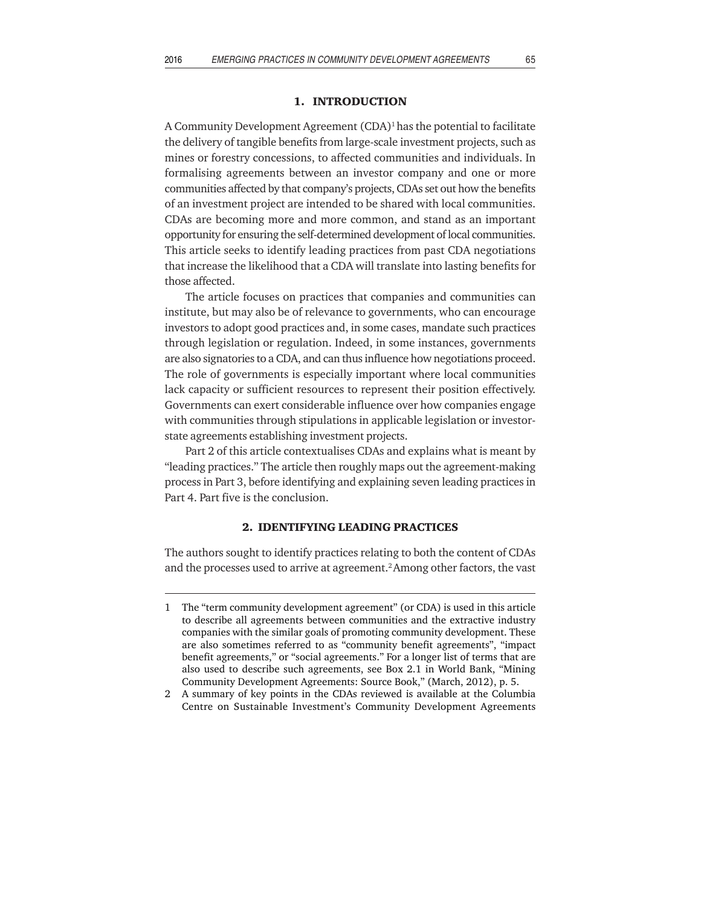## 1. INTRODUCTION

A Community Development Agreement (CDA)[1] has the potential to facilitate the delivery of tangible benefits from large-scale investment projects, such as mines or forestry concessions, to affected communities and individuals. In formalising agreements between an investor company and one or more communities affected by that company's projects, CDAs set out how the benefits of an investment project are intended to be shared with local communities. CDAs are becoming more and more common, and stand as an important opportunity for ensuring the self-determined development of local communities. This article seeks to identify leading practices from past CDA negotiations that increase the likelihood that a CDA will translate into lasting benefits for those affected.

The article focuses on practices that companies and communities can institute, but may also be of relevance to governments, who can encourage investors to adopt good practices and, in some cases, mandate such practices through legislation or regulation. Indeed, in some instances, governments are also signatories to a CDA, and can thus influence how negotiations proceed. The role of governments is especially important where local communities lack capacity or sufficient resources to represent their position effectively. Governments can exert considerable influence over how companies engage with communities through stipulations in applicable legislation or investor-state agreements establishing investment projects.

Part 2 of this article contextualises CDAs and explains what is meant by "leading practices." The article then roughly maps out the agreement-making process in Part 3, before identifying and explaining seven leading practices in Part 4. Part five is the conclusion.

## 2. IDENTIFYING LEADING PRACTICES

The authors sought to identify practices relating to both the content of CDAs and the processes used to arrive at agreement.[2] Among other factors, the vast

---

1 The "term community development agreement" (or CDA) is used in this article to describe all agreements between communities and the extractive industry companies with the similar goals of promoting community development. These are also sometimes referred to as "community benefit agreements", "impact benefit agreements," or "social agreements." For a longer list of terms that are also used to describe such agreements, see Box 2.1 in World Bank, "Mining Community Development Agreements: Source Book," (March, 2012), p. 5.

2 A summary of key points in the CDAs reviewed is available at the Columbia Centre on Sustainable Investment's Community Development Agreements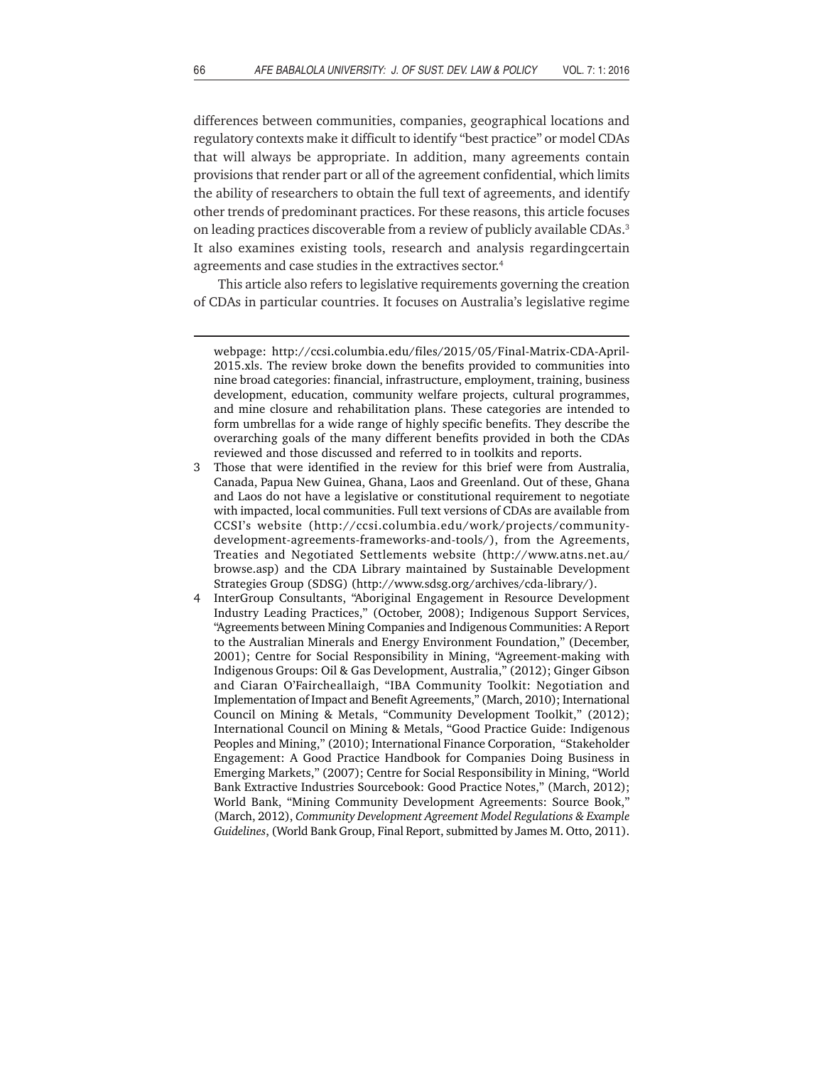differences between communities, companies, geographical locations and regulatory contexts make it difficult to identify "best practice" or model CDAs that will always be appropriate. In addition, many agreements contain provisions that render part or all of the agreement confidential, which limits the ability of researchers to obtain the full text of agreements, and identify other trends of predominant practices. For these reasons, this article focuses on leading practices discoverable from a review of publicly available CDAs.[3] It also examines existing tools, research and analysis regardingcertain agreements and case studies in the extractives sector.[4]

This article also refers to legislative requirements governing the creation of CDAs in particular countries. It focuses on Australia's legislative regime

---

webpage: http://ccsi.columbia.edu/files/2015/05/Final-Matrix-CDA-April-2015.xls. The review broke down the benefits provided to communities into nine broad categories: financial, infrastructure, employment, training, business development, education, community welfare projects, cultural programmes, and mine closure and rehabilitation plans. These categories are intended to form umbrellas for a wide range of highly specific benefits. They describe the overarching goals of the many different benefits provided in both the CDAs reviewed and those discussed and referred to in toolkits and reports.

3 Those that were identified in the review for this brief were from Australia, Canada, Papua New Guinea, Ghana, Laos and Greenland. Out of these, Ghana and Laos do not have a legislative or constitutional requirement to negotiate with impacted, local communities. Full text versions of CDAs are available from CCSI's website (http://ccsi.columbia.edu/work/projects/community-development-agreements-frameworks-and-tools/), from the Agreements, Treaties and Negotiated Settlements website (http://www.atns.net.au/browse.asp) and the CDA Library maintained by Sustainable Development Strategies Group (SDSG) (http://www.sdsg.org/archives/cda-library/).

4 InterGroup Consultants, "Aboriginal Engagement in Resource Development Industry Leading Practices," (October, 2008); Indigenous Support Services, "Agreements between Mining Companies and Indigenous Communities: A Report to the Australian Minerals and Energy Environment Foundation," (December, 2001); Centre for Social Responsibility in Mining, "Agreement-making with Indigenous Groups: Oil & Gas Development, Australia," (2012); Ginger Gibson and Ciaran O'Faircheallaigh, "IBA Community Toolkit: Negotiation and Implementation of Impact and Benefit Agreements," (March, 2010); International Council on Mining & Metals, "Community Development Toolkit," (2012); International Council on Mining & Metals, "Good Practice Guide: Indigenous Peoples and Mining," (2010); International Finance Corporation, "Stakeholder Engagement: A Good Practice Handbook for Companies Doing Business in Emerging Markets," (2007); Centre for Social Responsibility in Mining, "World Bank Extractive Industries Sourcebook: Good Practice Notes," (March, 2012); World Bank, "Mining Community Development Agreements: Source Book," (March, 2012), *Community Development Agreement Model Regulations & Example Guidelines*, (World Bank Group, Final Report, submitted by James M. Otto, 2011).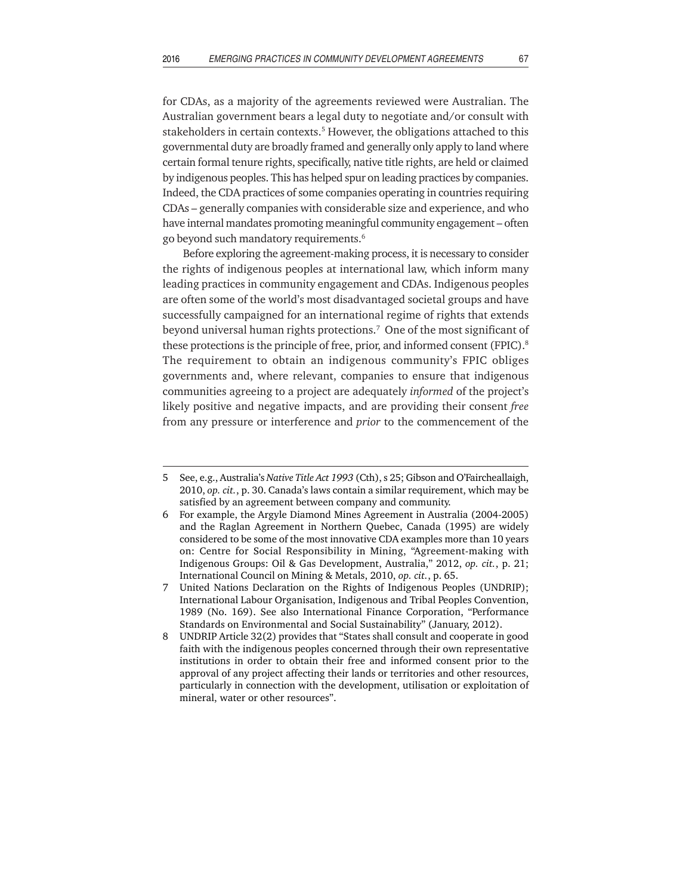for CDAs, as a majority of the agreements reviewed were Australian. The Australian government bears a legal duty to negotiate and/or consult with stakeholders in certain contexts.[5] However, the obligations attached to this governmental duty are broadly framed and generally only apply to land where certain formal tenure rights, specifically, native title rights, are held or claimed by indigenous peoples. This has helped spur on leading practices by companies. Indeed, the CDA practices of some companies operating in countries requiring CDAs – generally companies with considerable size and experience, and who have internal mandates promoting meaningful community engagement – often go beyond such mandatory requirements.[6]

Before exploring the agreement-making process, it is necessary to consider the rights of indigenous peoples at international law, which inform many leading practices in community engagement and CDAs. Indigenous peoples are often some of the world's most disadvantaged societal groups and have successfully campaigned for an international regime of rights that extends beyond universal human rights protections.[7] One of the most significant of these protections is the principle of free, prior, and informed consent (FPIC).[8] The requirement to obtain an indigenous community's FPIC obliges governments and, where relevant, companies to ensure that indigenous communities agreeing to a project are adequately *informed* of the project's likely positive and negative impacts, and are providing their consent *free* from any pressure or interference and *prior* to the commencement of the

---

5 See, e.g., Australia's *Native Title Act 1993* (Cth), s 25; Gibson and O'Faircheallaigh, 2010, *op. cit.*, p. 30. Canada's laws contain a similar requirement, which may be satisfied by an agreement between company and community.

6 For example, the Argyle Diamond Mines Agreement in Australia (2004-2005) and the Raglan Agreement in Northern Quebec, Canada (1995) are widely considered to be some of the most innovative CDA examples more than 10 years on: Centre for Social Responsibility in Mining, "Agreement-making with Indigenous Groups: Oil & Gas Development, Australia," 2012, *op. cit.*, p. 21; International Council on Mining & Metals, 2010, *op. cit.*, p. 65.

7 United Nations Declaration on the Rights of Indigenous Peoples (UNDRIP); International Labour Organisation, Indigenous and Tribal Peoples Convention, 1989 (No. 169). See also International Finance Corporation, "Performance Standards on Environmental and Social Sustainability" (January, 2012).

8 UNDRIP Article 32(2) provides that "States shall consult and cooperate in good faith with the indigenous peoples concerned through their own representative institutions in order to obtain their free and informed consent prior to the approval of any project affecting their lands or territories and other resources, particularly in connection with the development, utilisation or exploitation of mineral, water or other resources".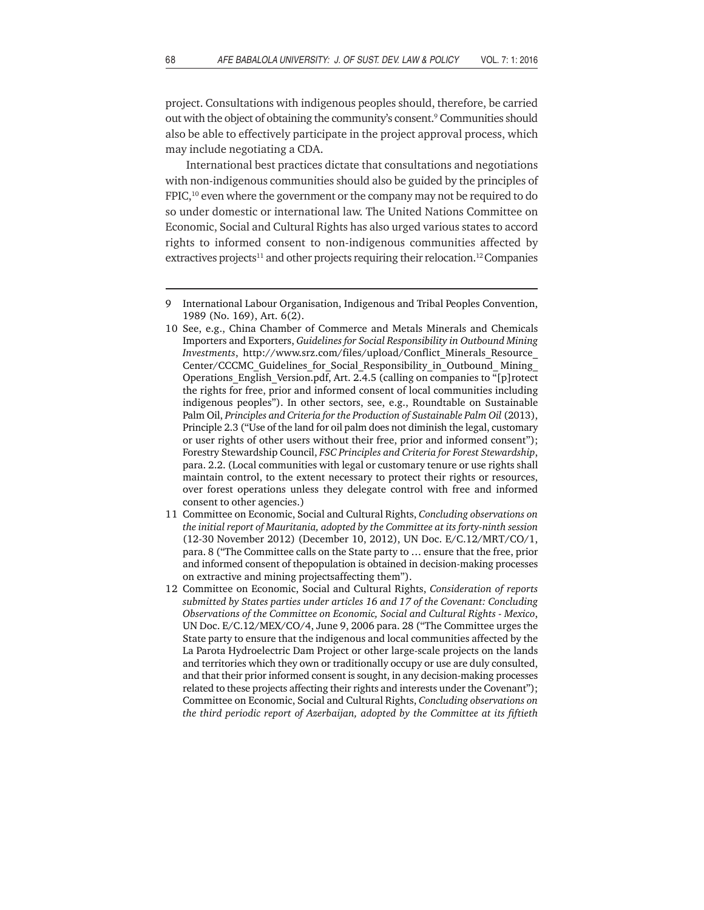project. Consultations with indigenous peoples should, therefore, be carried out with the object of obtaining the community's consent.[9] Communities should also be able to effectively participate in the project approval process, which may include negotiating a CDA.

International best practices dictate that consultations and negotiations with non-indigenous communities should also be guided by the principles of FPIC,[10] even where the government or the company may not be required to do so under domestic or international law. The United Nations Committee on Economic, Social and Cultural Rights has also urged various states to accord rights to informed consent to non-indigenous communities affected by extractives projects[11] and other projects requiring their relocation.[12] Companies

---

9 International Labour Organisation, Indigenous and Tribal Peoples Convention, 1989 (No. 169), Art. 6(2).

10 See, e.g., China Chamber of Commerce and Metals Minerals and Chemicals Importers and Exporters, *Guidelines for Social Responsibility in Outbound Mining Investments*, http://www.srz.com/files/upload/Conflict_Minerals_Resource_Center/CCCMC_Guidelines_for_Social_Responsibility_in_Outbound_Mining_Operations_English_Version.pdf, Art. 2.4.5 (calling on companies to "[p]rotect the rights for free, prior and informed consent of local communities including indigenous peoples"). In other sectors, see, e.g., Roundtable on Sustainable Palm Oil, *Principles and Criteria for the Production of Sustainable Palm Oil* (2013), Principle 2.3 ("Use of the land for oil palm does not diminish the legal, customary or user rights of other users without their free, prior and informed consent"); Forestry Stewardship Council, *FSC Principles and Criteria for Forest Stewardship*, para. 2.2. (Local communities with legal or customary tenure or use rights shall maintain control, to the extent necessary to protect their rights or resources, over forest operations unless they delegate control with free and informed consent to other agencies.)

11 Committee on Economic, Social and Cultural Rights, *Concluding observations on the initial report of Mauritania, adopted by the Committee at its forty-ninth session* (12-30 November 2012) (December 10, 2012), UN Doc. E/C.12/MRT/CO/1, para. 8 ("The Committee calls on the State party to … ensure that the free, prior and informed consent of thepopulation is obtained in decision-making processes on extractive and mining projectsaffecting them").

12 Committee on Economic, Social and Cultural Rights, *Consideration of reports submitted by States parties under articles 16 and 17 of the Covenant: Concluding Observations of the Committee on Economic, Social and Cultural Rights - Mexico*, UN Doc. E/C.12/MEX/CO/4, June 9, 2006 para. 28 ("The Committee urges the State party to ensure that the indigenous and local communities affected by the La Parota Hydroelectric Dam Project or other large-scale projects on the lands and territories which they own or traditionally occupy or use are duly consulted, and that their prior informed consent is sought, in any decision-making processes related to these projects affecting their rights and interests under the Covenant"); Committee on Economic, Social and Cultural Rights, *Concluding observations on the third periodic report of Azerbaijan, adopted by the Committee at its fiftieth*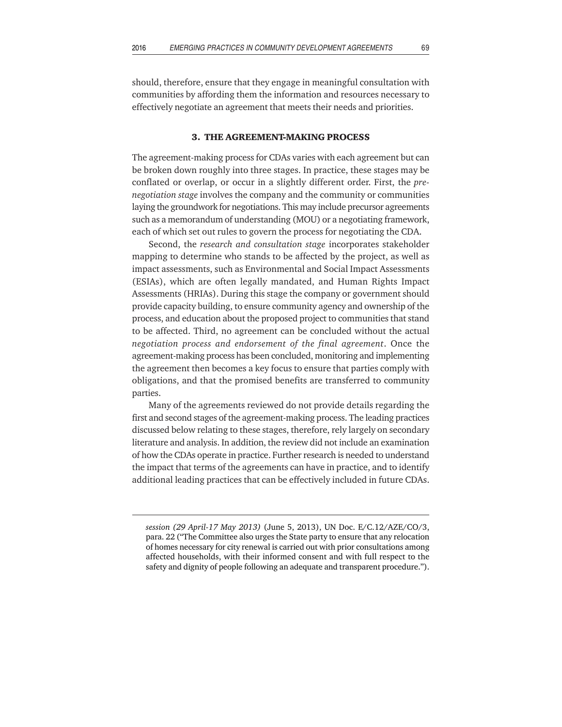should, therefore, ensure that they engage in meaningful consultation with communities by affording them the information and resources necessary to effectively negotiate an agreement that meets their needs and priorities.

## 3. THE AGREEMENT-MAKING PROCESS

The agreement-making process for CDAs varies with each agreement but can be broken down roughly into three stages. In practice, these stages may be conflated or overlap, or occur in a slightly different order. First, the *pre-negotiation stage* involves the company and the community or communities laying the groundwork for negotiations. This may include precursor agreements such as a memorandum of understanding (MOU) or a negotiating framework, each of which set out rules to govern the process for negotiating the CDA.

Second, the *research and consultation stage* incorporates stakeholder mapping to determine who stands to be affected by the project, as well as impact assessments, such as Environmental and Social Impact Assessments (ESIAs), which are often legally mandated, and Human Rights Impact Assessments (HRIAs). During this stage the company or government should provide capacity building, to ensure community agency and ownership of the process, and education about the proposed project to communities that stand to be affected. Third, no agreement can be concluded without the actual *negotiation process and endorsement of the final agreement*. Once the agreement-making process has been concluded, monitoring and implementing the agreement then becomes a key focus to ensure that parties comply with obligations, and that the promised benefits are transferred to community parties.

Many of the agreements reviewed do not provide details regarding the first and second stages of the agreement-making process. The leading practices discussed below relating to these stages, therefore, rely largely on secondary literature and analysis. In addition, the review did not include an examination of how the CDAs operate in practice. Further research is needed to understand the impact that terms of the agreements can have in practice, and to identify additional leading practices that can be effectively included in future CDAs.

---

*session (29 April-17 May 2013)* (June 5, 2013), UN Doc. E/C.12/AZE/CO/3, para. 22 ("The Committee also urges the State party to ensure that any relocation of homes necessary for city renewal is carried out with prior consultations among affected households, with their informed consent and with full respect to the safety and dignity of people following an adequate and transparent procedure.").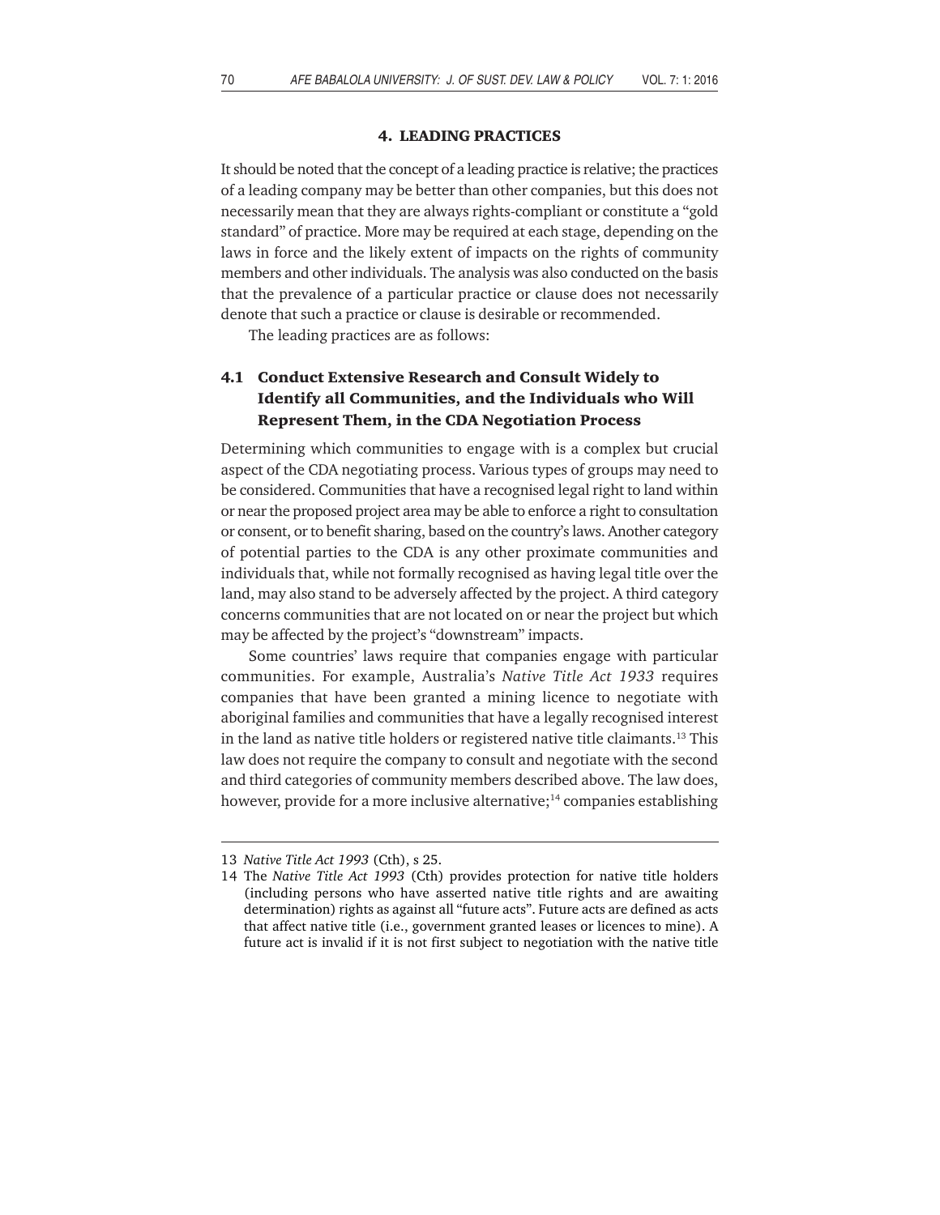## 4. LEADING PRACTICES

It should be noted that the concept of a leading practice is relative; the practices of a leading company may be better than other companies, but this does not necessarily mean that they are always rights-compliant or constitute a "gold standard" of practice. More may be required at each stage, depending on the laws in force and the likely extent of impacts on the rights of community members and other individuals. The analysis was also conducted on the basis that the prevalence of a particular practice or clause does not necessarily denote that such a practice or clause is desirable or recommended.

The leading practices are as follows:

### 4.1 Conduct Extensive Research and Consult Widely to Identify all Communities, and the Individuals who Will Represent Them, in the CDA Negotiation Process

Determining which communities to engage with is a complex but crucial aspect of the CDA negotiating process. Various types of groups may need to be considered. Communities that have a recognised legal right to land within or near the proposed project area may be able to enforce a right to consultation or consent, or to benefit sharing, based on the country's laws. Another category of potential parties to the CDA is any other proximate communities and individuals that, while not formally recognised as having legal title over the land, may also stand to be adversely affected by the project. A third category concerns communities that are not located on or near the project but which may be affected by the project's "downstream" impacts.

Some countries' laws require that companies engage with particular communities. For example, Australia's *Native Title Act 1933* requires companies that have been granted a mining licence to negotiate with aboriginal families and communities that have a legally recognised interest in the land as native title holders or registered native title claimants.[13] This law does not require the company to consult and negotiate with the second and third categories of community members described above. The law does, however, provide for a more inclusive alternative;[14] companies establishing

---

13 *Native Title Act 1993* (Cth), s 25.

14 The *Native Title Act 1993* (Cth) provides protection for native title holders (including persons who have asserted native title rights and are awaiting determination) rights as against all "future acts". Future acts are defined as acts that affect native title (i.e., government granted leases or licences to mine). A future act is invalid if it is not first subject to negotiation with the native title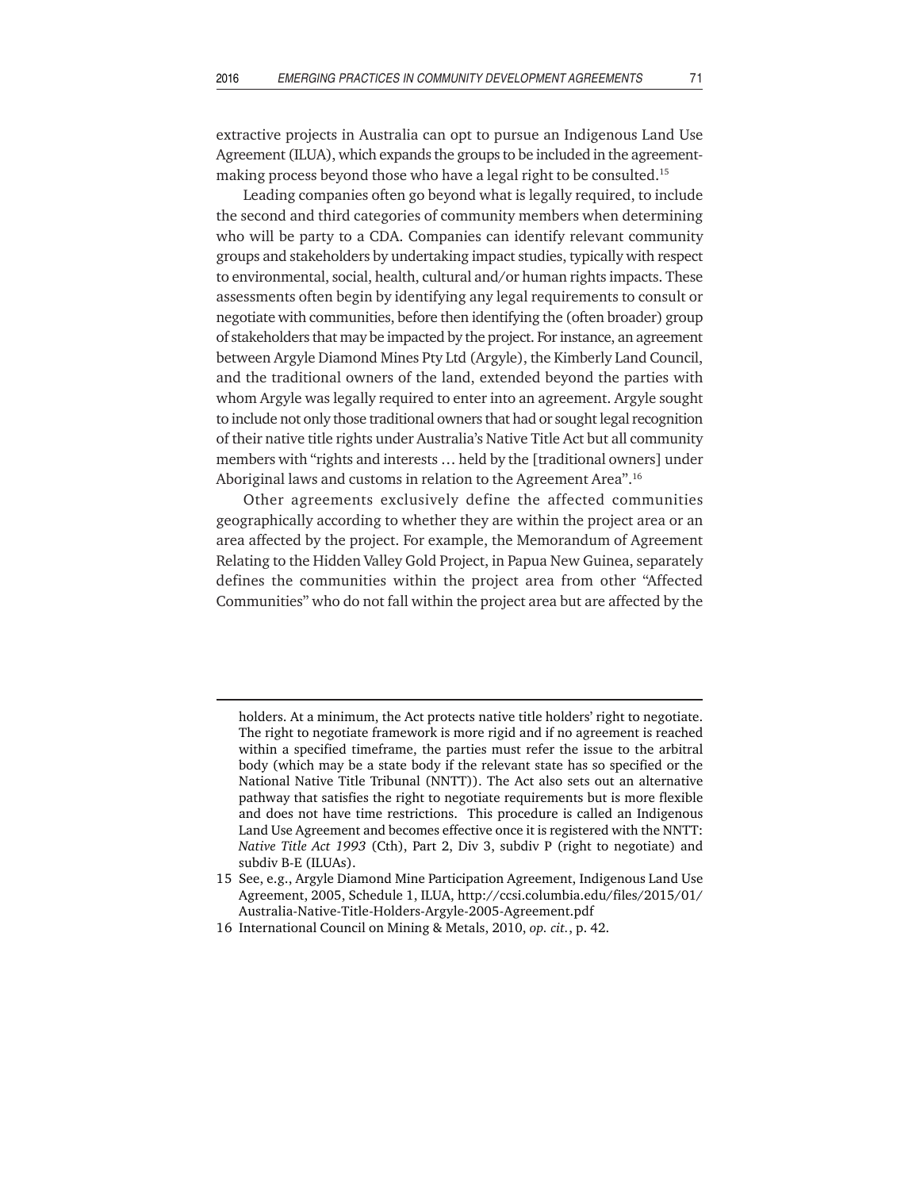extractive projects in Australia can opt to pursue an Indigenous Land Use Agreement (ILUA), which expands the groups to be included in the agreement-making process beyond those who have a legal right to be consulted.[15]

Leading companies often go beyond what is legally required, to include the second and third categories of community members when determining who will be party to a CDA. Companies can identify relevant community groups and stakeholders by undertaking impact studies, typically with respect to environmental, social, health, cultural and/or human rights impacts. These assessments often begin by identifying any legal requirements to consult or negotiate with communities, before then identifying the (often broader) group of stakeholders that may be impacted by the project. For instance, an agreement between Argyle Diamond Mines Pty Ltd (Argyle), the Kimberly Land Council, and the traditional owners of the land, extended beyond the parties with whom Argyle was legally required to enter into an agreement. Argyle sought to include not only those traditional owners that had or sought legal recognition of their native title rights under Australia's Native Title Act but all community members with "rights and interests … held by the [traditional owners] under Aboriginal laws and customs in relation to the Agreement Area".[16]

Other agreements exclusively define the affected communities geographically according to whether they are within the project area or an area affected by the project. For example, the Memorandum of Agreement Relating to the Hidden Valley Gold Project, in Papua New Guinea, separately defines the communities within the project area from other "Affected Communities" who do not fall within the project area but are affected by the

---

holders. At a minimum, the Act protects native title holders' right to negotiate. The right to negotiate framework is more rigid and if no agreement is reached within a specified timeframe, the parties must refer the issue to the arbitral body (which may be a state body if the relevant state has so specified or the National Native Title Tribunal (NNTT)). The Act also sets out an alternative pathway that satisfies the right to negotiate requirements but is more flexible and does not have time restrictions. This procedure is called an Indigenous Land Use Agreement and becomes effective once it is registered with the NNTT: *Native Title Act 1993* (Cth), Part 2, Div 3, subdiv P (right to negotiate) and subdiv B-E (ILUAs).

15 See, e.g., Argyle Diamond Mine Participation Agreement, Indigenous Land Use Agreement, 2005, Schedule 1, ILUA, http://ccsi.columbia.edu/files/2015/01/Australia-Native-Title-Holders-Argyle-2005-Agreement.pdf

16 International Council on Mining & Metals, 2010, *op. cit.*, p. 42.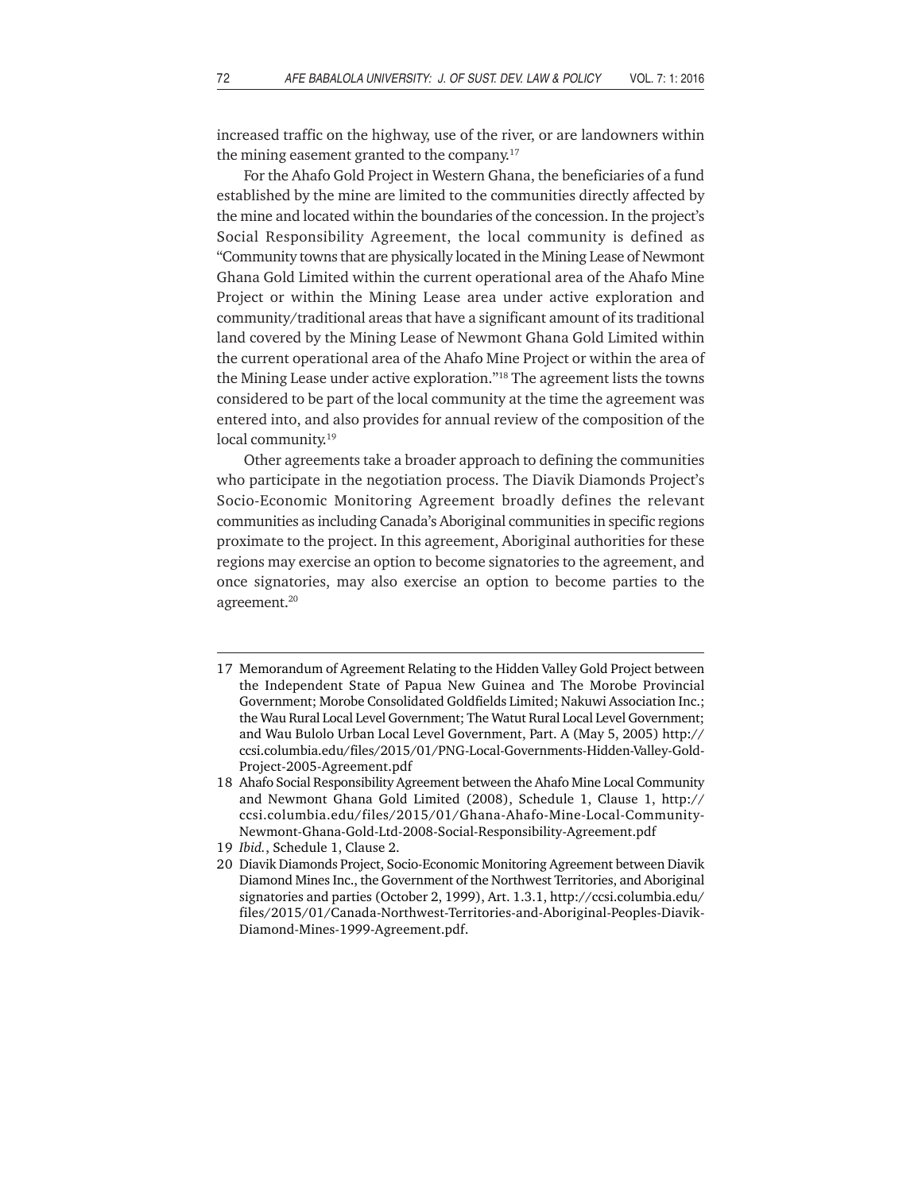increased traffic on the highway, use of the river, or are landowners within the mining easement granted to the company.[17]

For the Ahafo Gold Project in Western Ghana, the beneficiaries of a fund established by the mine are limited to the communities directly affected by the mine and located within the boundaries of the concession. In the project's Social Responsibility Agreement, the local community is defined as "Community towns that are physically located in the Mining Lease of Newmont Ghana Gold Limited within the current operational area of the Ahafo Mine Project or within the Mining Lease area under active exploration and community/traditional areas that have a significant amount of its traditional land covered by the Mining Lease of Newmont Ghana Gold Limited within the current operational area of the Ahafo Mine Project or within the area of the Mining Lease under active exploration."[18] The agreement lists the towns considered to be part of the local community at the time the agreement was entered into, and also provides for annual review of the composition of the local community.[19]

Other agreements take a broader approach to defining the communities who participate in the negotiation process. The Diavik Diamonds Project's Socio-Economic Monitoring Agreement broadly defines the relevant communities as including Canada's Aboriginal communities in specific regions proximate to the project. In this agreement, Aboriginal authorities for these regions may exercise an option to become signatories to the agreement, and once signatories, may also exercise an option to become parties to the agreement.[20]

---

17 Memorandum of Agreement Relating to the Hidden Valley Gold Project between the Independent State of Papua New Guinea and The Morobe Provincial Government; Morobe Consolidated Goldfields Limited; Nakuwi Association Inc.; the Wau Rural Local Level Government; The Watut Rural Local Level Government; and Wau Bulolo Urban Local Level Government, Part. A (May 5, 2005) http://ccsi.columbia.edu/files/2015/01/PNG-Local-Governments-Hidden-Valley-Gold-Project-2005-Agreement.pdf

18 Ahafo Social Responsibility Agreement between the Ahafo Mine Local Community and Newmont Ghana Gold Limited (2008), Schedule 1, Clause 1, http://ccsi.columbia.edu/files/2015/01/Ghana-Ahafo-Mine-Local-Community-Newmont-Ghana-Gold-Ltd-2008-Social-Responsibility-Agreement.pdf

19 *Ibid.*, Schedule 1, Clause 2.

20 Diavik Diamonds Project, Socio-Economic Monitoring Agreement between Diavik Diamond Mines Inc., the Government of the Northwest Territories, and Aboriginal signatories and parties (October 2, 1999), Art. 1.3.1, http://ccsi.columbia.edu/files/2015/01/Canada-Northwest-Territories-and-Aboriginal-Peoples-Diavik-Diamond-Mines-1999-Agreement.pdf.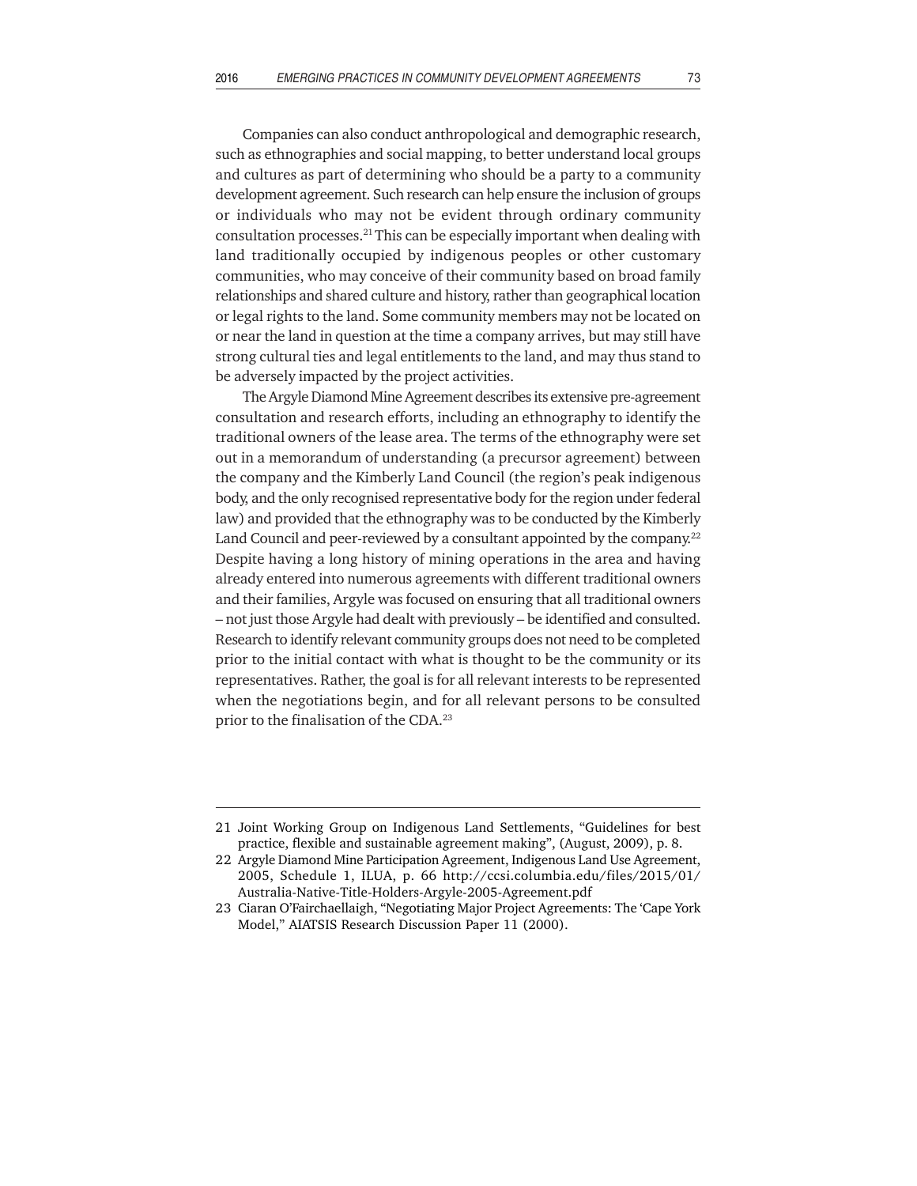Companies can also conduct anthropological and demographic research, such as ethnographies and social mapping, to better understand local groups and cultures as part of determining who should be a party to a community development agreement. Such research can help ensure the inclusion of groups or individuals who may not be evident through ordinary community consultation processes.[21] This can be especially important when dealing with land traditionally occupied by indigenous peoples or other customary communities, who may conceive of their community based on broad family relationships and shared culture and history, rather than geographical location or legal rights to the land. Some community members may not be located on or near the land in question at the time a company arrives, but may still have strong cultural ties and legal entitlements to the land, and may thus stand to be adversely impacted by the project activities.

The Argyle Diamond Mine Agreement describes its extensive pre-agreement consultation and research efforts, including an ethnography to identify the traditional owners of the lease area. The terms of the ethnography were set out in a memorandum of understanding (a precursor agreement) between the company and the Kimberly Land Council (the region's peak indigenous body, and the only recognised representative body for the region under federal law) and provided that the ethnography was to be conducted by the Kimberly Land Council and peer-reviewed by a consultant appointed by the company.[22] Despite having a long history of mining operations in the area and having already entered into numerous agreements with different traditional owners and their families, Argyle was focused on ensuring that all traditional owners – not just those Argyle had dealt with previously – be identified and consulted. Research to identify relevant community groups does not need to be completed prior to the initial contact with what is thought to be the community or its representatives. Rather, the goal is for all relevant interests to be represented when the negotiations begin, and for all relevant persons to be consulted prior to the finalisation of the CDA.[23]

---

21 Joint Working Group on Indigenous Land Settlements, "Guidelines for best practice, flexible and sustainable agreement making", (August, 2009), p. 8.

22 Argyle Diamond Mine Participation Agreement, Indigenous Land Use Agreement, 2005, Schedule 1, ILUA, p. 66 http://ccsi.columbia.edu/files/2015/01/Australia-Native-Title-Holders-Argyle-2005-Agreement.pdf

23 Ciaran O'Fairchaellaigh, "Negotiating Major Project Agreements: The 'Cape York Model," AIATSIS Research Discussion Paper 11 (2000).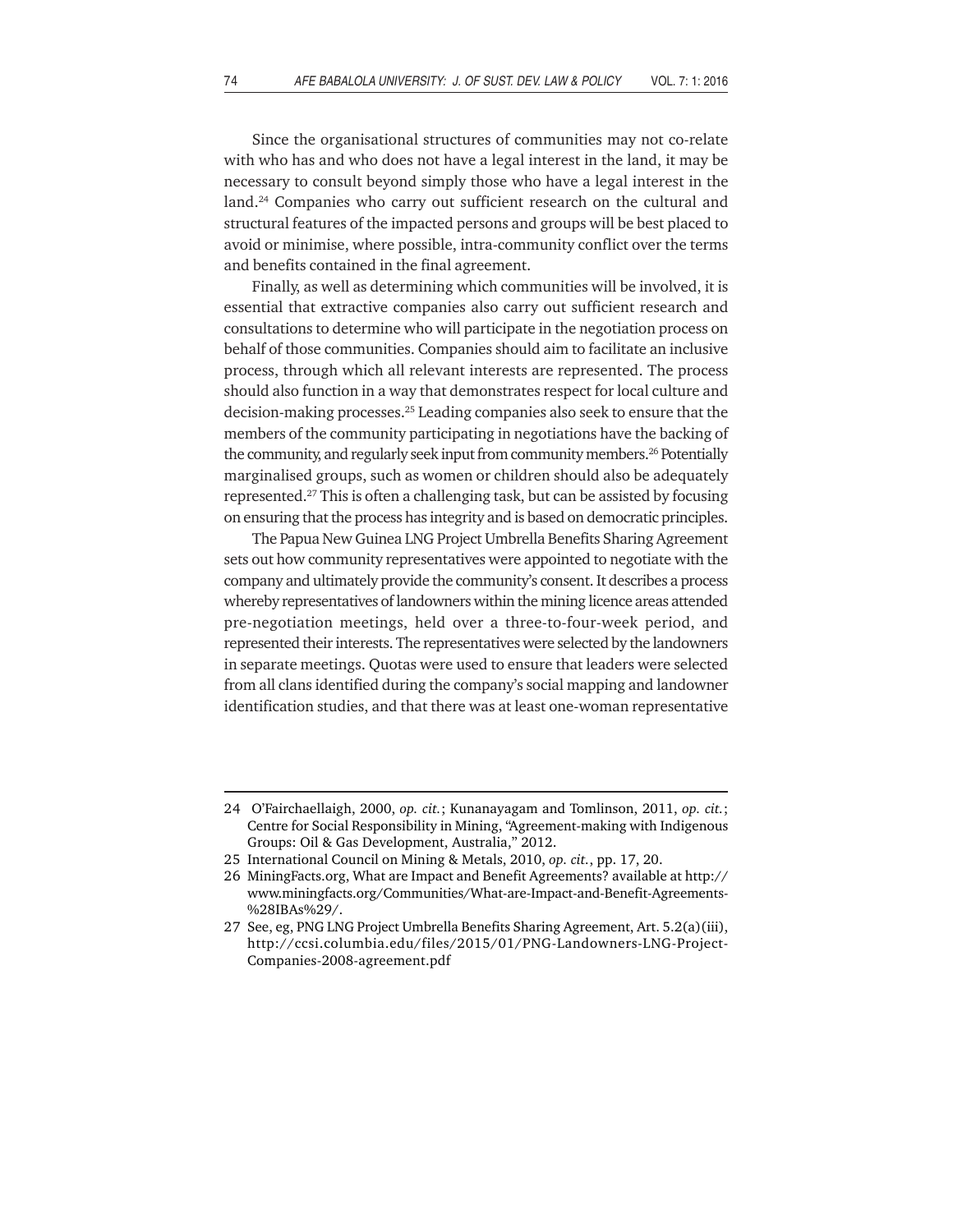Since the organisational structures of communities may not co-relate with who has and who does not have a legal interest in the land, it may be necessary to consult beyond simply those who have a legal interest in the land.[24] Companies who carry out sufficient research on the cultural and structural features of the impacted persons and groups will be best placed to avoid or minimise, where possible, intra-community conflict over the terms and benefits contained in the final agreement.

Finally, as well as determining which communities will be involved, it is essential that extractive companies also carry out sufficient research and consultations to determine who will participate in the negotiation process on behalf of those communities. Companies should aim to facilitate an inclusive process, through which all relevant interests are represented. The process should also function in a way that demonstrates respect for local culture and decision-making processes.[25] Leading companies also seek to ensure that the members of the community participating in negotiations have the backing of the community, and regularly seek input from community members.[26] Potentially marginalised groups, such as women or children should also be adequately represented.[27] This is often a challenging task, but can be assisted by focusing on ensuring that the process has integrity and is based on democratic principles.

The Papua New Guinea LNG Project Umbrella Benefits Sharing Agreement sets out how community representatives were appointed to negotiate with the company and ultimately provide the community's consent. It describes a process whereby representatives of landowners within the mining licence areas attended pre-negotiation meetings, held over a three-to-four-week period, and represented their interests. The representatives were selected by the landowners in separate meetings. Quotas were used to ensure that leaders were selected from all clans identified during the company's social mapping and landowner identification studies, and that there was at least one-woman representative

---

24 O'Fairchaellaigh, 2000, *op. cit.*; Kunanayagam and Tomlinson, 2011, *op. cit.*; Centre for Social Responsibility in Mining, "Agreement-making with Indigenous Groups: Oil & Gas Development, Australia," 2012.

25 International Council on Mining & Metals, 2010, *op. cit.*, pp. 17, 20.

26 MiningFacts.org, What are Impact and Benefit Agreements? available at http://www.miningfacts.org/Communities/What-are-Impact-and-Benefit-Agreements-%28IBAs%29/.

27 See, eg, PNG LNG Project Umbrella Benefits Sharing Agreement, Art. 5.2(a)(iii), http://ccsi.columbia.edu/files/2015/01/PNG-Landowners-LNG-Project-Companies-2008-agreement.pdf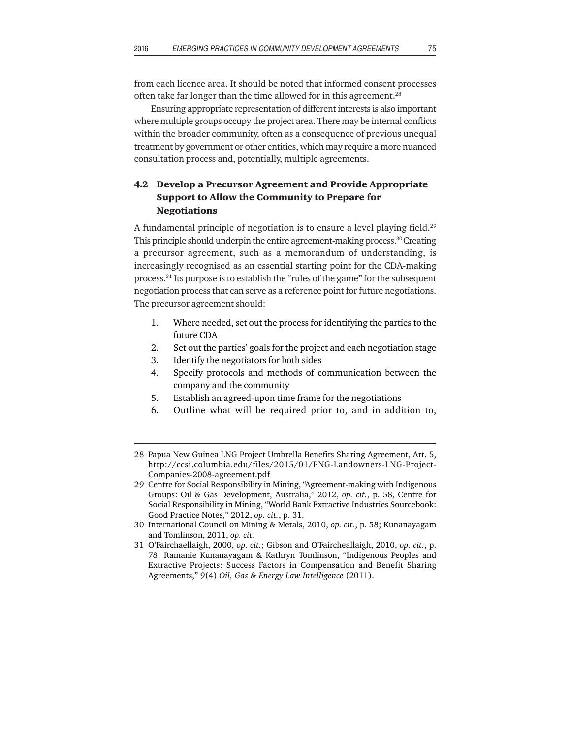from each licence area. It should be noted that informed consent processes often take far longer than the time allowed for in this agreement.[28]

Ensuring appropriate representation of different interests is also important where multiple groups occupy the project area. There may be internal conflicts within the broader community, often as a consequence of previous unequal treatment by government or other entities, which may require a more nuanced consultation process and, potentially, multiple agreements.

### 4.2 Develop a Precursor Agreement and Provide Appropriate Support to Allow the Community to Prepare for Negotiations

A fundamental principle of negotiation is to ensure a level playing field.[29] This principle should underpin the entire agreement-making process.[30] Creating a precursor agreement, such as a memorandum of understanding, is increasingly recognised as an essential starting point for the CDA-making process.[31] Its purpose is to establish the "rules of the game" for the subsequent negotiation process that can serve as a reference point for future negotiations. The precursor agreement should:

1. Where needed, set out the process for identifying the parties to the future CDA
2. Set out the parties' goals for the project and each negotiation stage
3. Identify the negotiators for both sides
4. Specify protocols and methods of communication between the company and the community
5. Establish an agreed-upon time frame for the negotiations
6. Outline what will be required prior to, and in addition to,

---

28 Papua New Guinea LNG Project Umbrella Benefits Sharing Agreement, Art. 5, http://ccsi.columbia.edu/files/2015/01/PNG-Landowners-LNG-Project-Companies-2008-agreement.pdf

29 Centre for Social Responsibility in Mining, "Agreement-making with Indigenous Groups: Oil & Gas Development, Australia," 2012, *op. cit.*, p. 58, Centre for Social Responsibility in Mining, "World Bank Extractive Industries Sourcebook: Good Practice Notes," 2012, *op. cit.*, p. 31.

30 International Council on Mining & Metals, 2010, *op. cit.*, p. 58; Kunanayagam and Tomlinson, 2011, *op. cit.*

31 O'Fairchaellaigh, 2000, *op. cit.*; Gibson and O'Faircheallaigh, 2010, *op. cit.*, p. 78; Ramanie Kunanayagam & Kathryn Tomlinson, "Indigenous Peoples and Extractive Projects: Success Factors in Compensation and Benefit Sharing Agreements," 9(4) *Oil, Gas & Energy Law Intelligence* (2011).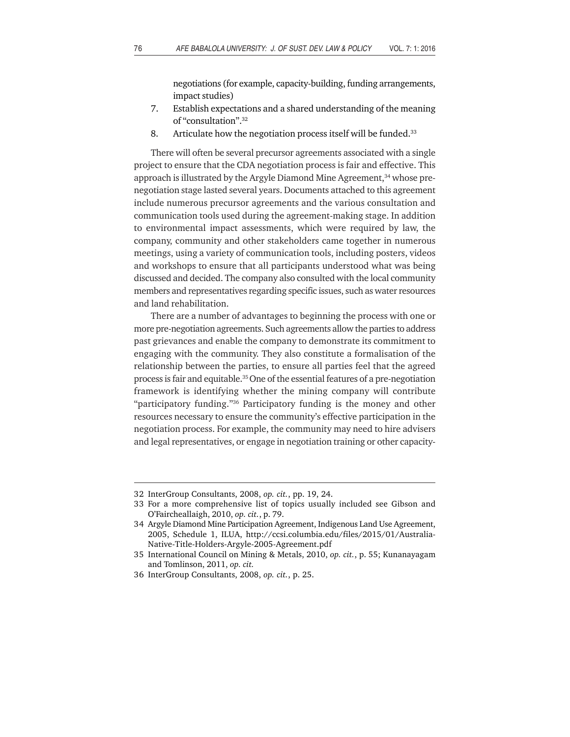negotiations (for example, capacity-building, funding arrangements, impact studies)

7. Establish expectations and a shared understanding of the meaning of "consultation".[32]
8. Articulate how the negotiation process itself will be funded.[33]

There will often be several precursor agreements associated with a single project to ensure that the CDA negotiation process is fair and effective. This approach is illustrated by the Argyle Diamond Mine Agreement,[34] whose pre-negotiation stage lasted several years. Documents attached to this agreement include numerous precursor agreements and the various consultation and communication tools used during the agreement-making stage. In addition to environmental impact assessments, which were required by law, the company, community and other stakeholders came together in numerous meetings, using a variety of communication tools, including posters, videos and workshops to ensure that all participants understood what was being discussed and decided. The company also consulted with the local community members and representatives regarding specific issues, such as water resources and land rehabilitation.

There are a number of advantages to beginning the process with one or more pre-negotiation agreements. Such agreements allow the parties to address past grievances and enable the company to demonstrate its commitment to engaging with the community. They also constitute a formalisation of the relationship between the parties, to ensure all parties feel that the agreed process is fair and equitable.[35] One of the essential features of a pre-negotiation framework is identifying whether the mining company will contribute "participatory funding."[36] Participatory funding is the money and other resources necessary to ensure the community's effective participation in the negotiation process. For example, the community may need to hire advisers and legal representatives, or engage in negotiation training or other capacity-

---

32 InterGroup Consultants, 2008, *op. cit.*, pp. 19, 24.

33 For a more comprehensive list of topics usually included see Gibson and O'Faircheallaigh, 2010, *op. cit.*, p. 79.

34 Argyle Diamond Mine Participation Agreement, Indigenous Land Use Agreement, 2005, Schedule 1, ILUA, http://ccsi.columbia.edu/files/2015/01/Australia-Native-Title-Holders-Argyle-2005-Agreement.pdf

35 International Council on Mining & Metals, 2010, *op. cit.*, p. 55; Kunanayagam and Tomlinson, 2011, *op. cit.*

36 InterGroup Consultants, 2008, *op. cit.*, p. 25.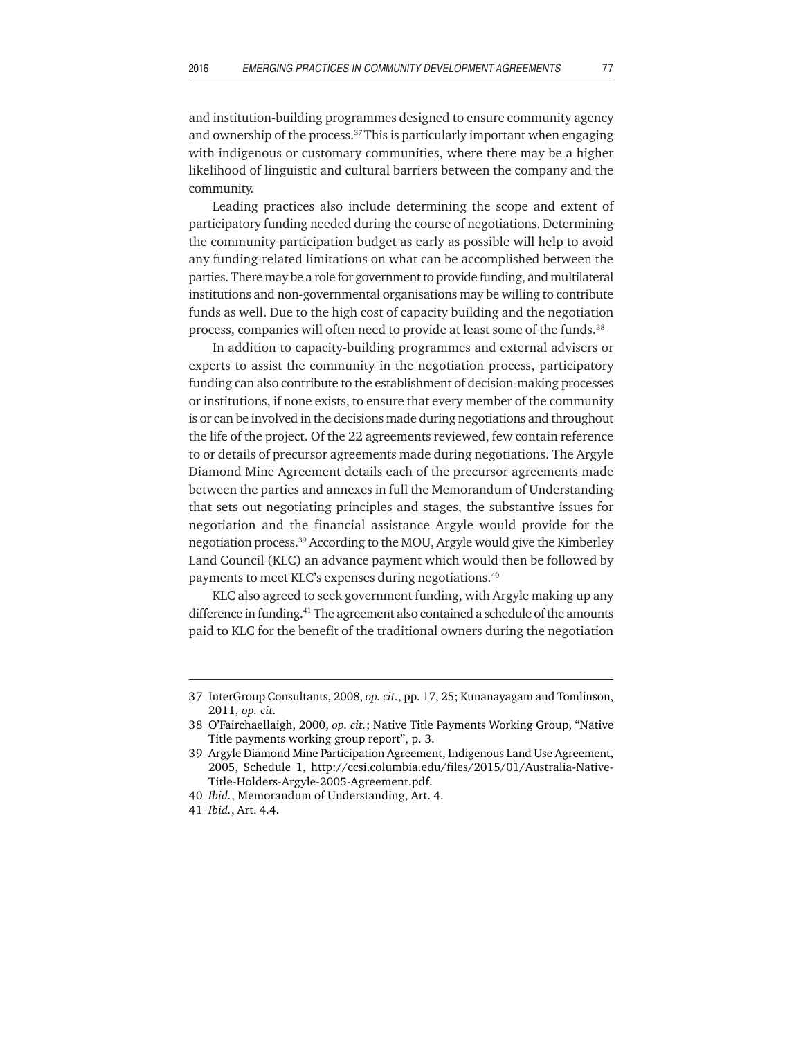and institution-building programmes designed to ensure community agency and ownership of the process.[37] This is particularly important when engaging with indigenous or customary communities, where there may be a higher likelihood of linguistic and cultural barriers between the company and the community.

Leading practices also include determining the scope and extent of participatory funding needed during the course of negotiations. Determining the community participation budget as early as possible will help to avoid any funding-related limitations on what can be accomplished between the parties. There may be a role for government to provide funding, and multilateral institutions and non-governmental organisations may be willing to contribute funds as well. Due to the high cost of capacity building and the negotiation process, companies will often need to provide at least some of the funds.[38]

In addition to capacity-building programmes and external advisers or experts to assist the community in the negotiation process, participatory funding can also contribute to the establishment of decision-making processes or institutions, if none exists, to ensure that every member of the community is or can be involved in the decisions made during negotiations and throughout the life of the project. Of the 22 agreements reviewed, few contain reference to or details of precursor agreements made during negotiations. The Argyle Diamond Mine Agreement details each of the precursor agreements made between the parties and annexes in full the Memorandum of Understanding that sets out negotiating principles and stages, the substantive issues for negotiation and the financial assistance Argyle would provide for the negotiation process.[39] According to the MOU, Argyle would give the Kimberley Land Council (KLC) an advance payment which would then be followed by payments to meet KLC's expenses during negotiations.[40]

KLC also agreed to seek government funding, with Argyle making up any difference in funding.[41] The agreement also contained a schedule of the amounts paid to KLC for the benefit of the traditional owners during the negotiation

---

37 InterGroup Consultants, 2008, *op. cit.*, pp. 17, 25; Kunanayagam and Tomlinson, 2011, *op. cit.*

38 O'Fairchaellaigh, 2000, *op. cit.*; Native Title Payments Working Group, "Native Title payments working group report", p. 3.

39 Argyle Diamond Mine Participation Agreement, Indigenous Land Use Agreement, 2005, Schedule 1, http://ccsi.columbia.edu/files/2015/01/Australia-Native-Title-Holders-Argyle-2005-Agreement.pdf.

40 *Ibid.*, Memorandum of Understanding, Art. 4.

41 *Ibid.*, Art. 4.4.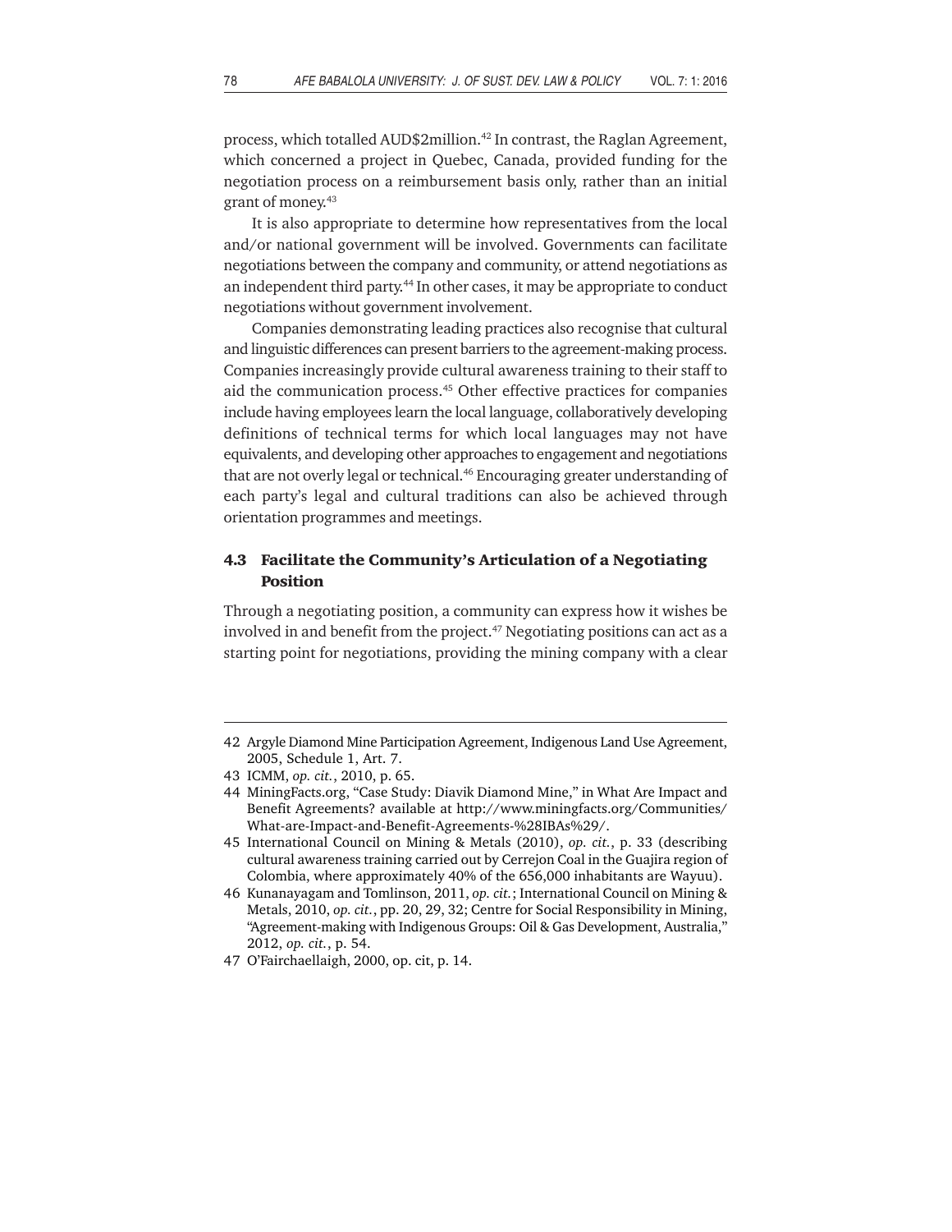process, which totalled AUD$2million.[42] In contrast, the Raglan Agreement, which concerned a project in Quebec, Canada, provided funding for the negotiation process on a reimbursement basis only, rather than an initial grant of money.[43]

It is also appropriate to determine how representatives from the local and/or national government will be involved. Governments can facilitate negotiations between the company and community, or attend negotiations as an independent third party.[44] In other cases, it may be appropriate to conduct negotiations without government involvement.

Companies demonstrating leading practices also recognise that cultural and linguistic differences can present barriers to the agreement-making process. Companies increasingly provide cultural awareness training to their staff to aid the communication process.[45] Other effective practices for companies include having employees learn the local language, collaboratively developing definitions of technical terms for which local languages may not have equivalents, and developing other approaches to engagement and negotiations that are not overly legal or technical.[46] Encouraging greater understanding of each party's legal and cultural traditions can also be achieved through orientation programmes and meetings.

### 4.3 Facilitate the Community's Articulation of a Negotiating Position

Through a negotiating position, a community can express how it wishes be involved in and benefit from the project.[47] Negotiating positions can act as a starting point for negotiations, providing the mining company with a clear

---

42 Argyle Diamond Mine Participation Agreement, Indigenous Land Use Agreement, 2005, Schedule 1, Art. 7.

43 ICMM, *op. cit.*, 2010, p. 65.

44 MiningFacts.org, "Case Study: Diavik Diamond Mine," in What Are Impact and Benefit Agreements? available at http://www.miningfacts.org/Communities/What-are-Impact-and-Benefit-Agreements-%28IBAs%29/.

45 International Council on Mining & Metals (2010), *op. cit.*, p. 33 (describing cultural awareness training carried out by Cerrejon Coal in the Guajira region of Colombia, where approximately 40% of the 656,000 inhabitants are Wayuu).

46 Kunanayagam and Tomlinson, 2011, *op. cit.*; International Council on Mining & Metals, 2010, *op. cit.*, pp. 20, 29, 32; Centre for Social Responsibility in Mining, "Agreement-making with Indigenous Groups: Oil & Gas Development, Australia," 2012, *op. cit.*, p. 54.

47 O'Fairchaellaigh, 2000, op. cit, p. 14.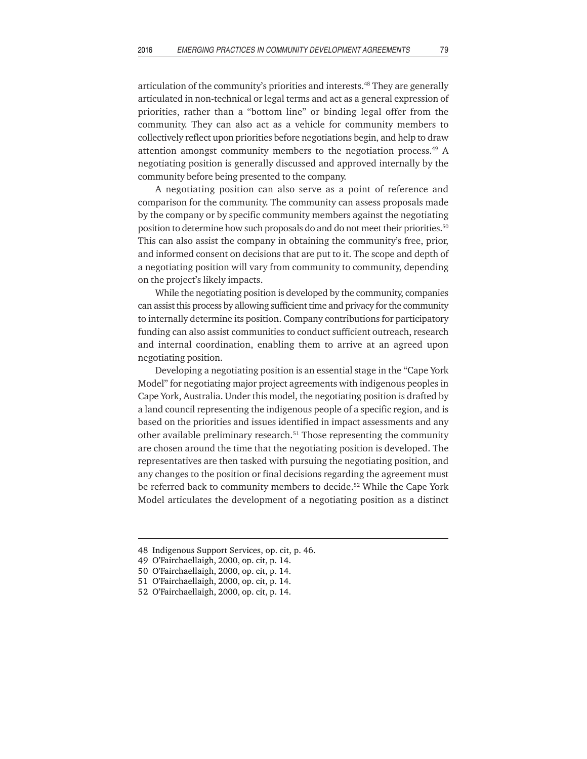articulation of the community's priorities and interests.[48] They are generally articulated in non-technical or legal terms and act as a general expression of priorities, rather than a "bottom line" or binding legal offer from the community. They can also act as a vehicle for community members to collectively reflect upon priorities before negotiations begin, and help to draw attention amongst community members to the negotiation process.[49] A negotiating position is generally discussed and approved internally by the community before being presented to the company.

A negotiating position can also serve as a point of reference and comparison for the community. The community can assess proposals made by the company or by specific community members against the negotiating position to determine how such proposals do and do not meet their priorities.[50] This can also assist the company in obtaining the community's free, prior, and informed consent on decisions that are put to it. The scope and depth of a negotiating position will vary from community to community, depending on the project's likely impacts.

While the negotiating position is developed by the community, companies can assist this process by allowing sufficient time and privacy for the community to internally determine its position. Company contributions for participatory funding can also assist communities to conduct sufficient outreach, research and internal coordination, enabling them to arrive at an agreed upon negotiating position.

Developing a negotiating position is an essential stage in the "Cape York Model" for negotiating major project agreements with indigenous peoples in Cape York, Australia. Under this model, the negotiating position is drafted by a land council representing the indigenous people of a specific region, and is based on the priorities and issues identified in impact assessments and any other available preliminary research.[51] Those representing the community are chosen around the time that the negotiating position is developed. The representatives are then tasked with pursuing the negotiating position, and any changes to the position or final decisions regarding the agreement must be referred back to community members to decide.[52] While the Cape York Model articulates the development of a negotiating position as a distinct

---

48 Indigenous Support Services, op. cit, p. 46.

49 O'Fairchaellaigh, 2000, op. cit, p. 14.

50 O'Fairchaellaigh, 2000, op. cit, p. 14.

51 O'Fairchaellaigh, 2000, op. cit, p. 14.

52 O'Fairchaellaigh, 2000, op. cit, p. 14.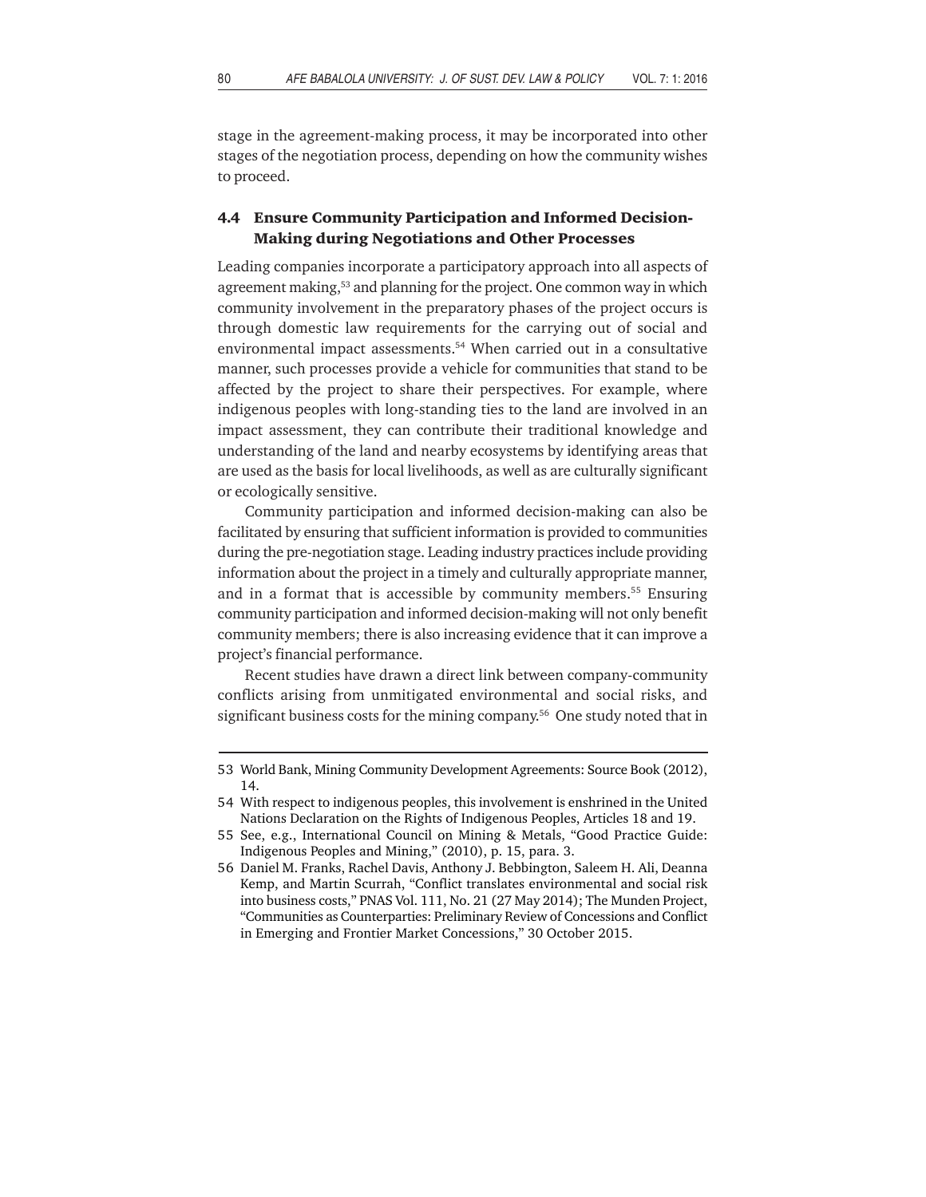stage in the agreement-making process, it may be incorporated into other stages of the negotiation process, depending on how the community wishes to proceed.

### 4.4 Ensure Community Participation and Informed Decision-Making during Negotiations and Other Processes

Leading companies incorporate a participatory approach into all aspects of agreement making,[53] and planning for the project. One common way in which community involvement in the preparatory phases of the project occurs is through domestic law requirements for the carrying out of social and environmental impact assessments.[54] When carried out in a consultative manner, such processes provide a vehicle for communities that stand to be affected by the project to share their perspectives. For example, where indigenous peoples with long-standing ties to the land are involved in an impact assessment, they can contribute their traditional knowledge and understanding of the land and nearby ecosystems by identifying areas that are used as the basis for local livelihoods, as well as are culturally significant or ecologically sensitive.

Community participation and informed decision-making can also be facilitated by ensuring that sufficient information is provided to communities during the pre-negotiation stage. Leading industry practices include providing information about the project in a timely and culturally appropriate manner, and in a format that is accessible by community members.[55] Ensuring community participation and informed decision-making will not only benefit community members; there is also increasing evidence that it can improve a project's financial performance.

Recent studies have drawn a direct link between company-community conflicts arising from unmitigated environmental and social risks, and significant business costs for the mining company.[56] One study noted that in

---

53 World Bank, Mining Community Development Agreements: Source Book (2012), 14.

54 With respect to indigenous peoples, this involvement is enshrined in the United Nations Declaration on the Rights of Indigenous Peoples, Articles 18 and 19.

55 See, e.g., International Council on Mining & Metals, "Good Practice Guide: Indigenous Peoples and Mining," (2010), p. 15, para. 3.

56 Daniel M. Franks, Rachel Davis, Anthony J. Bebbington, Saleem H. Ali, Deanna Kemp, and Martin Scurrah, "Conflict translates environmental and social risk into business costs," PNAS Vol. 111, No. 21 (27 May 2014); The Munden Project, "Communities as Counterparties: Preliminary Review of Concessions and Conflict in Emerging and Frontier Market Concessions," 30 October 2015.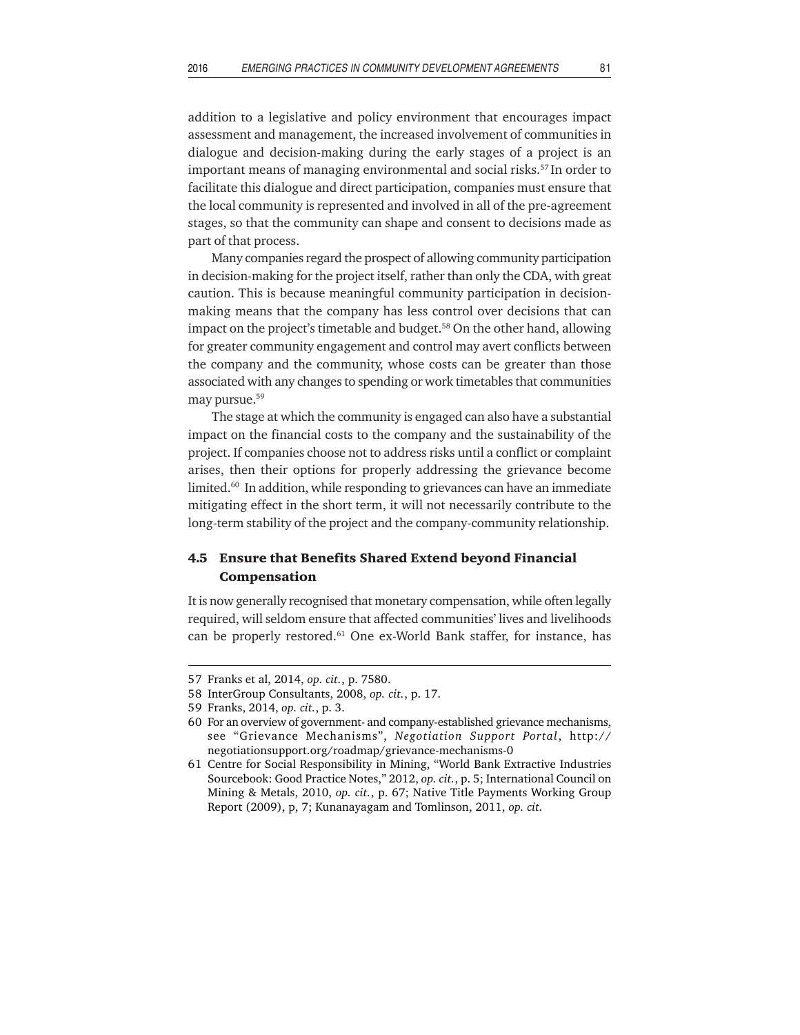addition to a legislative and policy environment that encourages impact assessment and management, the increased involvement of communities in dialogue and decision-making during the early stages of a project is an important means of managing environmental and social risks.[57] In order to facilitate this dialogue and direct participation, companies must ensure that the local community is represented and involved in all of the pre-agreement stages, so that the community can shape and consent to decisions made as part of that process.

Many companies regard the prospect of allowing community participation in decision-making for the project itself, rather than only the CDA, with great caution. This is because meaningful community participation in decision-making means that the company has less control over decisions that can impact on the project's timetable and budget.[58] On the other hand, allowing for greater community engagement and control may avert conflicts between the company and the community, whose costs can be greater than those associated with any changes to spending or work timetables that communities may pursue.[59]

The stage at which the community is engaged can also have a substantial impact on the financial costs to the company and the sustainability of the project. If companies choose not to address risks until a conflict or complaint arises, then their options for properly addressing the grievance become limited.[60] In addition, while responding to grievances can have an immediate mitigating effect in the short term, it will not necessarily contribute to the long-term stability of the project and the company-community relationship.

### 4.5 Ensure that Benefits Shared Extend beyond Financial Compensation

It is now generally recognised that monetary compensation, while often legally required, will seldom ensure that affected communities' lives and livelihoods can be properly restored.[61] One ex-World Bank staffer, for instance, has

---

57 Franks et al, 2014, *op. cit.*, p. 7580.

58 InterGroup Consultants, 2008, *op. cit.*, p. 17.

59 Franks, 2014, *op. cit.*, p. 3.

60 For an overview of government- and company-established grievance mechanisms, see "Grievance Mechanisms", *Negotiation Support Portal*, http://negotiationsupport.org/roadmap/grievance-mechanisms-0

61 Centre for Social Responsibility in Mining, "World Bank Extractive Industries Sourcebook: Good Practice Notes," 2012, *op. cit.*, p. 5; International Council on Mining & Metals, 2010, *op. cit.*, p. 67; Native Title Payments Working Group Report (2009), p, 7; Kunanayagam and Tomlinson, 2011, *op. cit.*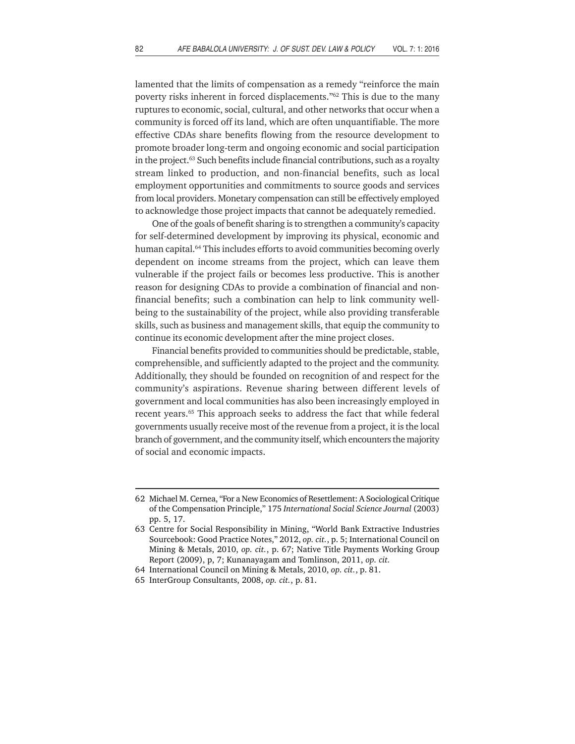lamented that the limits of compensation as a remedy "reinforce the main poverty risks inherent in forced displacements."[62] This is due to the many ruptures to economic, social, cultural, and other networks that occur when a community is forced off its land, which are often unquantifiable. The more effective CDAs share benefits flowing from the resource development to promote broader long-term and ongoing economic and social participation in the project.[63] Such benefits include financial contributions, such as a royalty stream linked to production, and non-financial benefits, such as local employment opportunities and commitments to source goods and services from local providers. Monetary compensation can still be effectively employed to acknowledge those project impacts that cannot be adequately remedied.

One of the goals of benefit sharing is to strengthen a community's capacity for self-determined development by improving its physical, economic and human capital.[64] This includes efforts to avoid communities becoming overly dependent on income streams from the project, which can leave them vulnerable if the project fails or becomes less productive. This is another reason for designing CDAs to provide a combination of financial and non-financial benefits; such a combination can help to link community well-being to the sustainability of the project, while also providing transferable skills, such as business and management skills, that equip the community to continue its economic development after the mine project closes.

Financial benefits provided to communities should be predictable, stable, comprehensible, and sufficiently adapted to the project and the community. Additionally, they should be founded on recognition of and respect for the community's aspirations. Revenue sharing between different levels of government and local communities has also been increasingly employed in recent years.[65] This approach seeks to address the fact that while federal governments usually receive most of the revenue from a project, it is the local branch of government, and the community itself, which encounters the majority of social and economic impacts.

---

62 Michael M. Cernea, "For a New Economics of Resettlement: A Sociological Critique of the Compensation Principle," 175 *International Social Science Journal* (2003) pp. 5, 17.

63 Centre for Social Responsibility in Mining, "World Bank Extractive Industries Sourcebook: Good Practice Notes," 2012, *op. cit.*, p. 5; International Council on Mining & Metals, 2010, *op. cit.*, p. 67; Native Title Payments Working Group Report (2009), p, 7; Kunanayagam and Tomlinson, 2011, *op. cit.*

64 International Council on Mining & Metals, 2010, *op. cit.*, p. 81.

65 InterGroup Consultants, 2008, *op. cit.*, p. 81.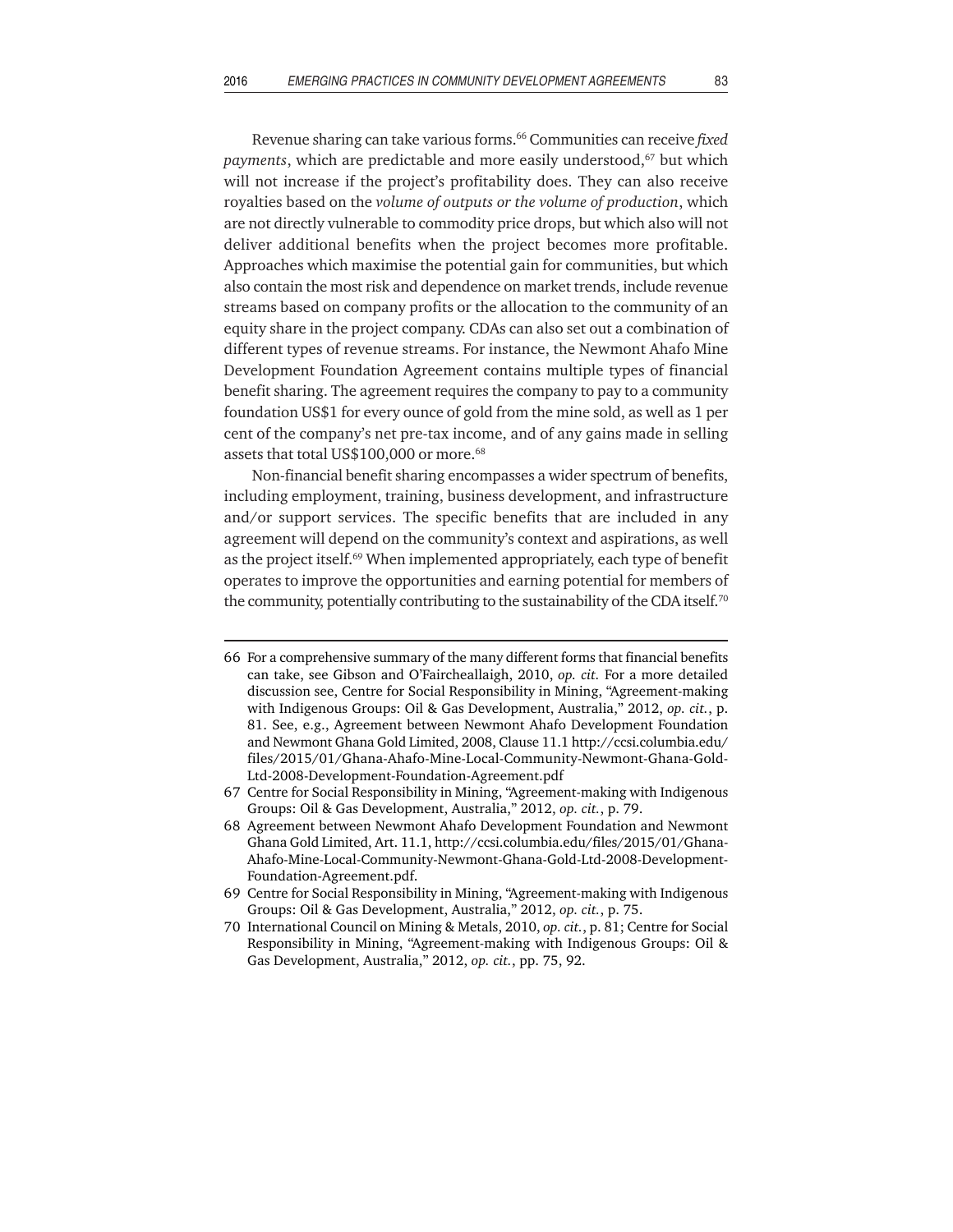Revenue sharing can take various forms.[66] Communities can receive *fixed payments*, which are predictable and more easily understood,[67] but which will not increase if the project's profitability does. They can also receive royalties based on the *volume of outputs or the volume of production*, which are not directly vulnerable to commodity price drops, but which also will not deliver additional benefits when the project becomes more profitable. Approaches which maximise the potential gain for communities, but which also contain the most risk and dependence on market trends, include revenue streams based on company profits or the allocation to the community of an equity share in the project company. CDAs can also set out a combination of different types of revenue streams. For instance, the Newmont Ahafo Mine Development Foundation Agreement contains multiple types of financial benefit sharing. The agreement requires the company to pay to a community foundation US$1 for every ounce of gold from the mine sold, as well as 1 per cent of the company's net pre-tax income, and of any gains made in selling assets that total US$100,000 or more.[68]

Non-financial benefit sharing encompasses a wider spectrum of benefits, including employment, training, business development, and infrastructure and/or support services. The specific benefits that are included in any agreement will depend on the community's context and aspirations, as well as the project itself.[69] When implemented appropriately, each type of benefit operates to improve the opportunities and earning potential for members of the community, potentially contributing to the sustainability of the CDA itself.[70]

---

66 For a comprehensive summary of the many different forms that financial benefits can take, see Gibson and O'Faircheallaigh, 2010, *op. cit.* For a more detailed discussion see, Centre for Social Responsibility in Mining, "Agreement-making with Indigenous Groups: Oil & Gas Development, Australia," 2012, *op. cit.*, p. 81. See, e.g., Agreement between Newmont Ahafo Development Foundation and Newmont Ghana Gold Limited, 2008, Clause 11.1 http://ccsi.columbia.edu/files/2015/01/Ghana-Ahafo-Mine-Local-Community-Newmont-Ghana-Gold-Ltd-2008-Development-Foundation-Agreement.pdf

67 Centre for Social Responsibility in Mining, "Agreement-making with Indigenous Groups: Oil & Gas Development, Australia," 2012, *op. cit.*, p. 79.

68 Agreement between Newmont Ahafo Development Foundation and Newmont Ghana Gold Limited, Art. 11.1, http://ccsi.columbia.edu/files/2015/01/Ghana-Ahafo-Mine-Local-Community-Newmont-Ghana-Gold-Ltd-2008-Development-Foundation-Agreement.pdf.

69 Centre for Social Responsibility in Mining, "Agreement-making with Indigenous Groups: Oil & Gas Development, Australia," 2012, *op. cit.*, p. 75.

70 International Council on Mining & Metals, 2010, *op. cit.*, p. 81; Centre for Social Responsibility in Mining, "Agreement-making with Indigenous Groups: Oil & Gas Development, Australia," 2012, *op. cit.*, pp. 75, 92.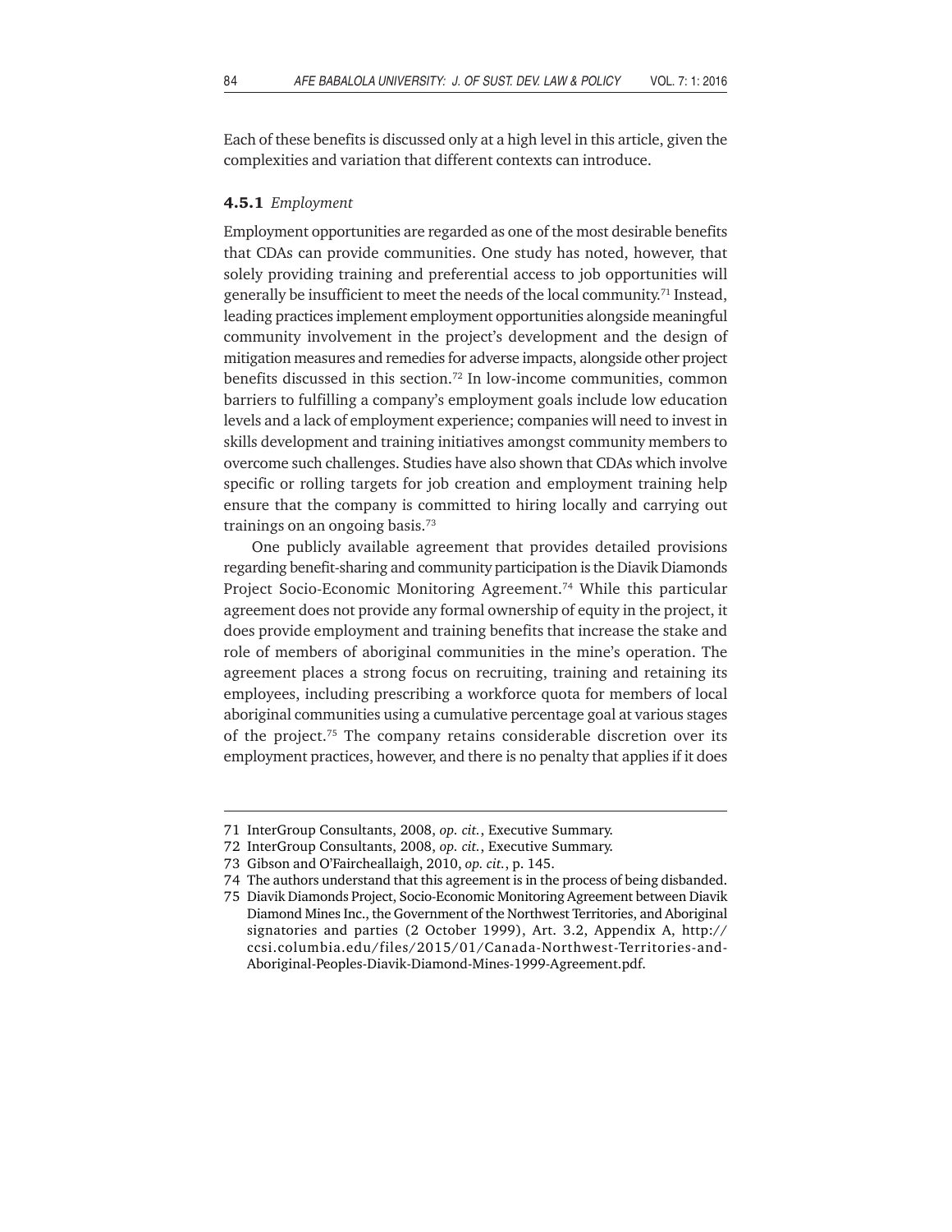Each of these benefits is discussed only at a high level in this article, given the complexities and variation that different contexts can introduce.

#### **4.5.1** *Employment*

Employment opportunities are regarded as one of the most desirable benefits that CDAs can provide communities. One study has noted, however, that solely providing training and preferential access to job opportunities will generally be insufficient to meet the needs of the local community.[71] Instead, leading practices implement employment opportunities alongside meaningful community involvement in the project's development and the design of mitigation measures and remedies for adverse impacts, alongside other project benefits discussed in this section.[72] In low-income communities, common barriers to fulfilling a company's employment goals include low education levels and a lack of employment experience; companies will need to invest in skills development and training initiatives amongst community members to overcome such challenges. Studies have also shown that CDAs which involve specific or rolling targets for job creation and employment training help ensure that the company is committed to hiring locally and carrying out trainings on an ongoing basis.[73]

One publicly available agreement that provides detailed provisions regarding benefit-sharing and community participation is the Diavik Diamonds Project Socio-Economic Monitoring Agreement.[74] While this particular agreement does not provide any formal ownership of equity in the project, it does provide employment and training benefits that increase the stake and role of members of aboriginal communities in the mine's operation. The agreement places a strong focus on recruiting, training and retaining its employees, including prescribing a workforce quota for members of local aboriginal communities using a cumulative percentage goal at various stages of the project.[75] The company retains considerable discretion over its employment practices, however, and there is no penalty that applies if it does

---

71 InterGroup Consultants, 2008, *op. cit.*, Executive Summary.

72 InterGroup Consultants, 2008, *op. cit.*, Executive Summary.

73 Gibson and O'Faircheallaigh, 2010, *op. cit.*, p. 145.

74 The authors understand that this agreement is in the process of being disbanded.

75 Diavik Diamonds Project, Socio-Economic Monitoring Agreement between Diavik Diamond Mines Inc., the Government of the Northwest Territories, and Aboriginal signatories and parties (2 October 1999), Art. 3.2, Appendix A, http://ccsi.columbia.edu/files/2015/01/Canada-Northwest-Territories-and-Aboriginal-Peoples-Diavik-Diamond-Mines-1999-Agreement.pdf.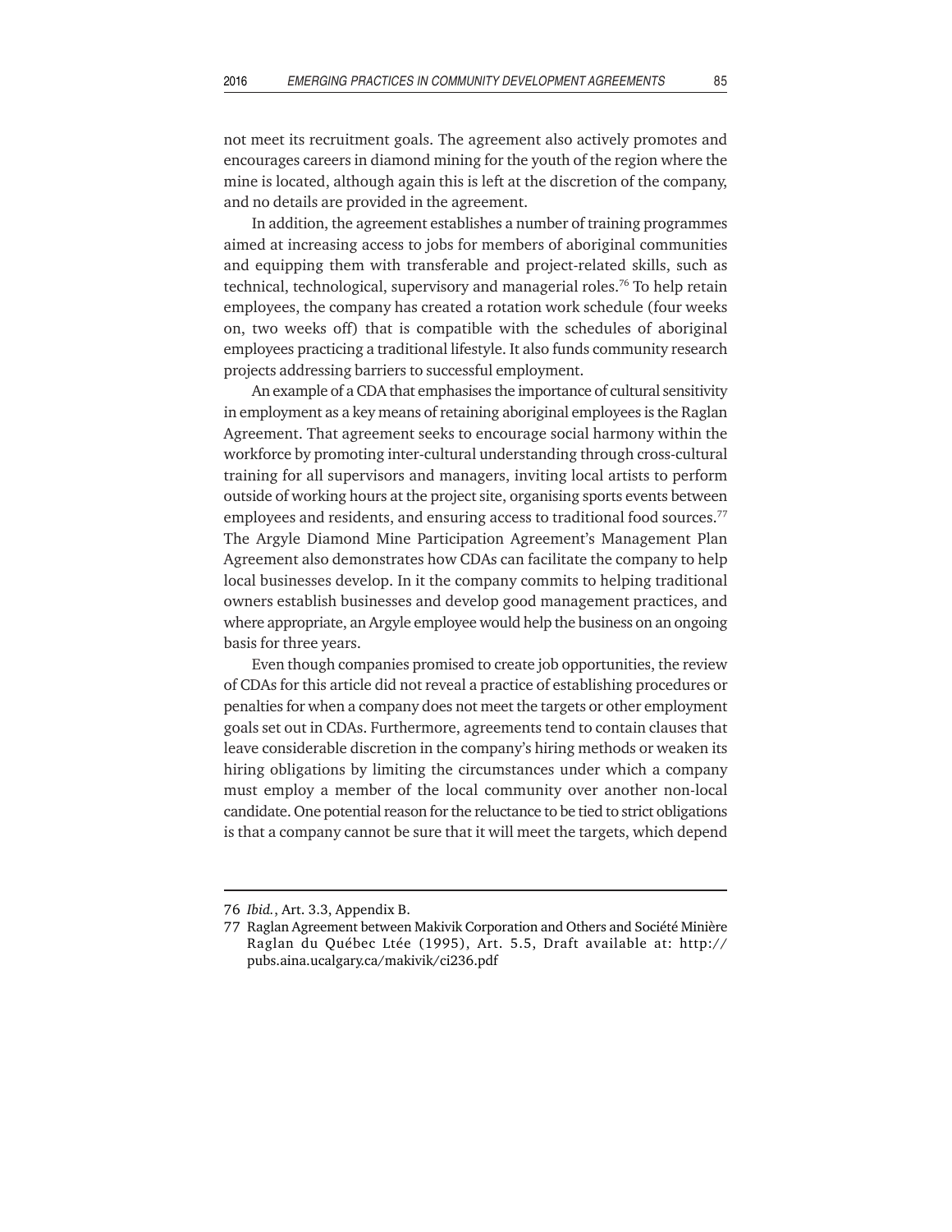not meet its recruitment goals. The agreement also actively promotes and encourages careers in diamond mining for the youth of the region where the mine is located, although again this is left at the discretion of the company, and no details are provided in the agreement.

In addition, the agreement establishes a number of training programmes aimed at increasing access to jobs for members of aboriginal communities and equipping them with transferable and project-related skills, such as technical, technological, supervisory and managerial roles.[76] To help retain employees, the company has created a rotation work schedule (four weeks on, two weeks off) that is compatible with the schedules of aboriginal employees practicing a traditional lifestyle. It also funds community research projects addressing barriers to successful employment.

An example of a CDA that emphasises the importance of cultural sensitivity in employment as a key means of retaining aboriginal employees is the Raglan Agreement. That agreement seeks to encourage social harmony within the workforce by promoting inter-cultural understanding through cross-cultural training for all supervisors and managers, inviting local artists to perform outside of working hours at the project site, organising sports events between employees and residents, and ensuring access to traditional food sources.[77] The Argyle Diamond Mine Participation Agreement's Management Plan Agreement also demonstrates how CDAs can facilitate the company to help local businesses develop. In it the company commits to helping traditional owners establish businesses and develop good management practices, and where appropriate, an Argyle employee would help the business on an ongoing basis for three years.

Even though companies promised to create job opportunities, the review of CDAs for this article did not reveal a practice of establishing procedures or penalties for when a company does not meet the targets or other employment goals set out in CDAs. Furthermore, agreements tend to contain clauses that leave considerable discretion in the company's hiring methods or weaken its hiring obligations by limiting the circumstances under which a company must employ a member of the local community over another non-local candidate. One potential reason for the reluctance to be tied to strict obligations is that a company cannot be sure that it will meet the targets, which depend

---

76 *Ibid.*, Art. 3.3, Appendix B.

77 Raglan Agreement between Makivik Corporation and Others and Société Minière Raglan du Québec Ltée (1995), Art. 5.5, Draft available at: http://pubs.aina.ucalgary.ca/makivik/ci236.pdf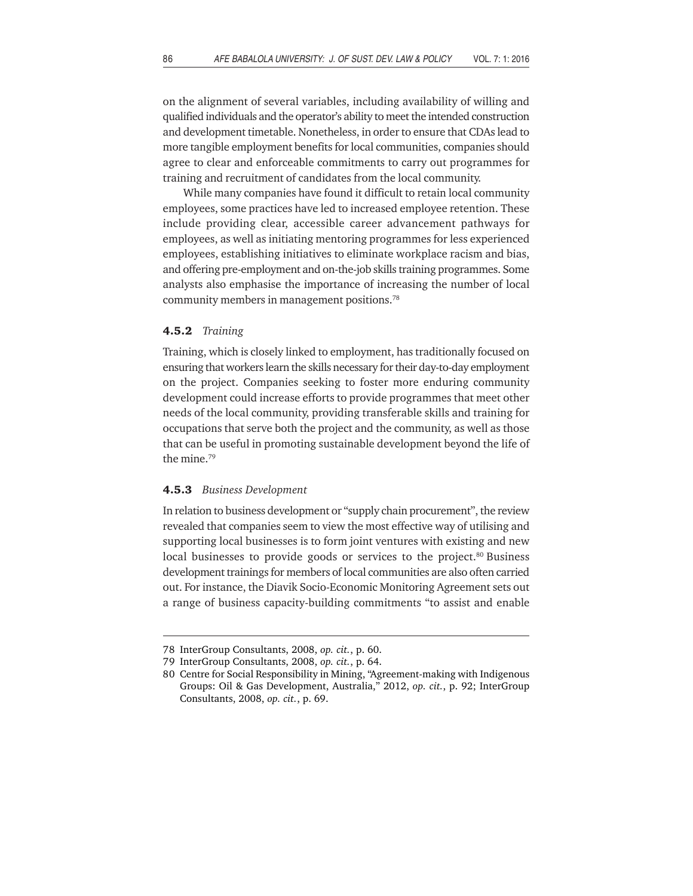on the alignment of several variables, including availability of willing and qualified individuals and the operator's ability to meet the intended construction and development timetable. Nonetheless, in order to ensure that CDAs lead to more tangible employment benefits for local communities, companies should agree to clear and enforceable commitments to carry out programmes for training and recruitment of candidates from the local community.

While many companies have found it difficult to retain local community employees, some practices have led to increased employee retention. These include providing clear, accessible career advancement pathways for employees, as well as initiating mentoring programmes for less experienced employees, establishing initiatives to eliminate workplace racism and bias, and offering pre-employment and on-the-job skills training programmes. Some analysts also emphasise the importance of increasing the number of local community members in management positions.[78]

#### 4.5.2 *Training*

Training, which is closely linked to employment, has traditionally focused on ensuring that workers learn the skills necessary for their day-to-day employment on the project. Companies seeking to foster more enduring community development could increase efforts to provide programmes that meet other needs of the local community, providing transferable skills and training for occupations that serve both the project and the community, as well as those that can be useful in promoting sustainable development beyond the life of the mine.[79]

#### 4.5.3 *Business Development*

In relation to business development or "supply chain procurement", the review revealed that companies seem to view the most effective way of utilising and supporting local businesses is to form joint ventures with existing and new local businesses to provide goods or services to the project.[80] Business development trainings for members of local communities are also often carried out. For instance, the Diavik Socio-Economic Monitoring Agreement sets out a range of business capacity-building commitments "to assist and enable

---

78 InterGroup Consultants, 2008, *op. cit.*, p. 60.

79 InterGroup Consultants, 2008, *op. cit.*, p. 64.

80 Centre for Social Responsibility in Mining, "Agreement-making with Indigenous Groups: Oil & Gas Development, Australia," 2012, *op. cit.*, p. 92; InterGroup Consultants, 2008, *op. cit.*, p. 69.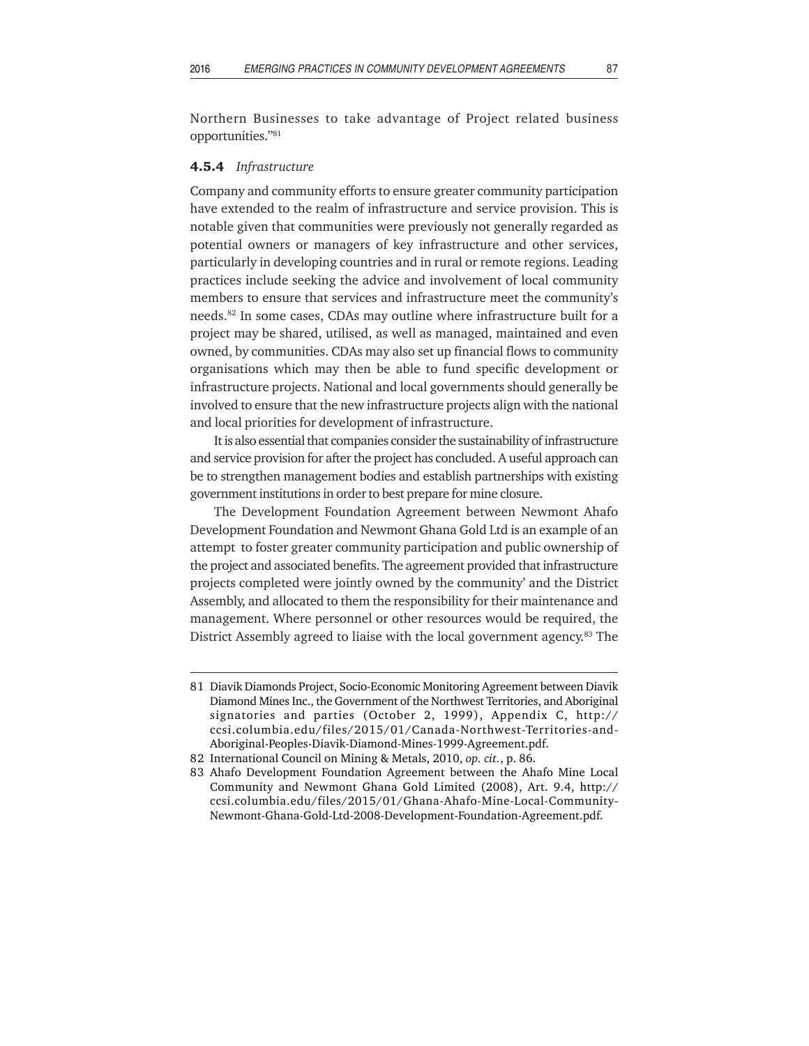Northern Businesses to take advantage of Project related business opportunities."[81]

#### 4.5.4 *Infrastructure*

Company and community efforts to ensure greater community participation have extended to the realm of infrastructure and service provision. This is notable given that communities were previously not generally regarded as potential owners or managers of key infrastructure and other services, particularly in developing countries and in rural or remote regions. Leading practices include seeking the advice and involvement of local community members to ensure that services and infrastructure meet the community's needs.[82] In some cases, CDAs may outline where infrastructure built for a project may be shared, utilised, as well as managed, maintained and even owned, by communities. CDAs may also set up financial flows to community organisations which may then be able to fund specific development or infrastructure projects. National and local governments should generally be involved to ensure that the new infrastructure projects align with the national and local priorities for development of infrastructure.

It is also essential that companies consider the sustainability of infrastructure and service provision for after the project has concluded. A useful approach can be to strengthen management bodies and establish partnerships with existing government institutions in order to best prepare for mine closure.

The Development Foundation Agreement between Newmont Ahafo Development Foundation and Newmont Ghana Gold Ltd is an example of an attempt to foster greater community participation and public ownership of the project and associated benefits. The agreement provided that infrastructure projects completed were jointly owned by the community' and the District Assembly, and allocated to them the responsibility for their maintenance and management. Where personnel or other resources would be required, the District Assembly agreed to liaise with the local government agency.[83] The

---

81 Diavik Diamonds Project, Socio-Economic Monitoring Agreement between Diavik Diamond Mines Inc., the Government of the Northwest Territories, and Aboriginal signatories and parties (October 2, 1999), Appendix C, http://ccsi.columbia.edu/files/2015/01/Canada-Northwest-Territories-and-Aboriginal-Peoples-Diavik-Diamond-Mines-1999-Agreement.pdf.

82 International Council on Mining & Metals, 2010, *op. cit.*, p. 86.

83 Ahafo Development Foundation Agreement between the Ahafo Mine Local Community and Newmont Ghana Gold Limited (2008), Art. 9.4, http://ccsi.columbia.edu/files/2015/01/Ghana-Ahafo-Mine-Local-Community-Newmont-Ghana-Gold-Ltd-2008-Development-Foundation-Agreement.pdf.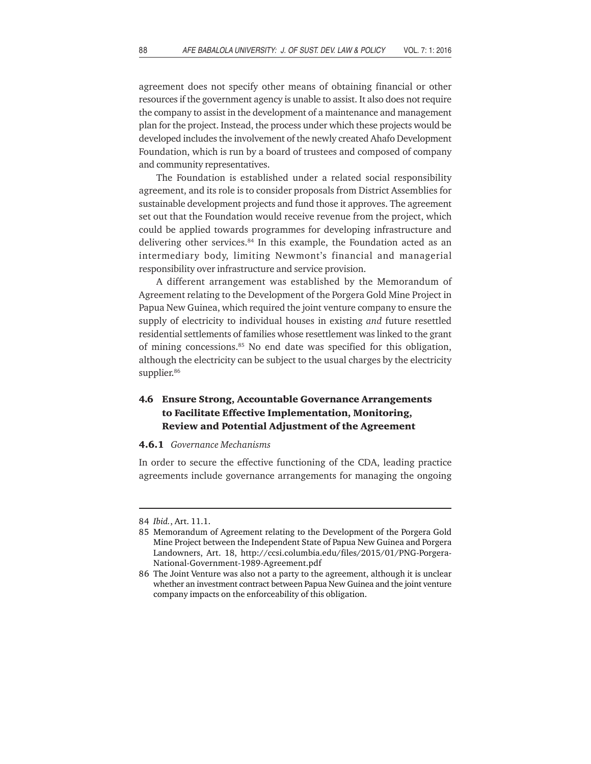agreement does not specify other means of obtaining financial or other resources if the government agency is unable to assist. It also does not require the company to assist in the development of a maintenance and management plan for the project. Instead, the process under which these projects would be developed includes the involvement of the newly created Ahafo Development Foundation, which is run by a board of trustees and composed of company and community representatives.

The Foundation is established under a related social responsibility agreement, and its role is to consider proposals from District Assemblies for sustainable development projects and fund those it approves. The agreement set out that the Foundation would receive revenue from the project, which could be applied towards programmes for developing infrastructure and delivering other services.[84] In this example, the Foundation acted as an intermediary body, limiting Newmont's financial and managerial responsibility over infrastructure and service provision.

A different arrangement was established by the Memorandum of Agreement relating to the Development of the Porgera Gold Mine Project in Papua New Guinea, which required the joint venture company to ensure the supply of electricity to individual houses in existing *and* future resettled residential settlements of families whose resettlement was linked to the grant of mining concessions.[85] No end date was specified for this obligation, although the electricity can be subject to the usual charges by the electricity supplier.[86]

## 4.6 Ensure Strong, Accountable Governance Arrangements to Facilitate Effective Implementation, Monitoring, Review and Potential Adjustment of the Agreement

### 4.6.1 *Governance Mechanisms*

In order to secure the effective functioning of the CDA, leading practice agreements include governance arrangements for managing the ongoing

---

84 *Ibid.*, Art. 11.1.

85 Memorandum of Agreement relating to the Development of the Porgera Gold Mine Project between the Independent State of Papua New Guinea and Porgera Landowners, Art. 18, http://ccsi.columbia.edu/files/2015/01/PNG-Porgera-National-Government-1989-Agreement.pdf

86 The Joint Venture was also not a party to the agreement, although it is unclear whether an investment contract between Papua New Guinea and the joint venture company impacts on the enforceability of this obligation.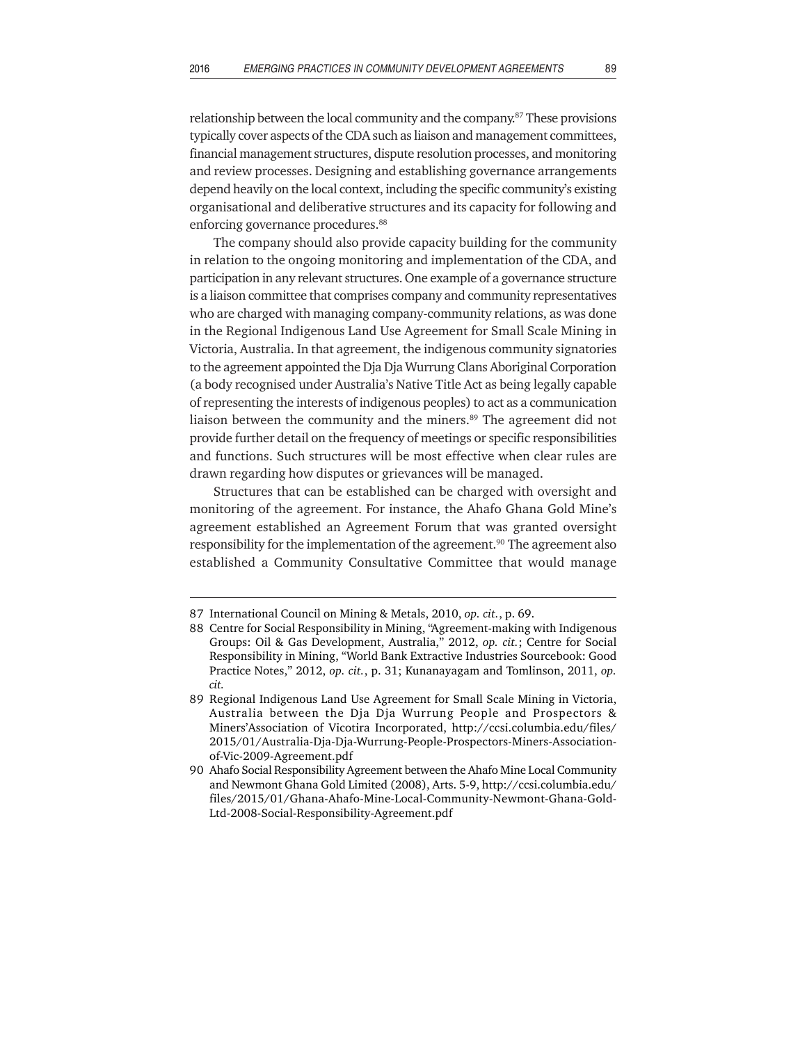relationship between the local community and the company.[87] These provisions typically cover aspects of the CDA such as liaison and management committees, financial management structures, dispute resolution processes, and monitoring and review processes. Designing and establishing governance arrangements depend heavily on the local context, including the specific community's existing organisational and deliberative structures and its capacity for following and enforcing governance procedures.[88]

The company should also provide capacity building for the community in relation to the ongoing monitoring and implementation of the CDA, and participation in any relevant structures. One example of a governance structure is a liaison committee that comprises company and community representatives who are charged with managing company-community relations, as was done in the Regional Indigenous Land Use Agreement for Small Scale Mining in Victoria, Australia. In that agreement, the indigenous community signatories to the agreement appointed the Dja Dja Wurrung Clans Aboriginal Corporation (a body recognised under Australia's Native Title Act as being legally capable of representing the interests of indigenous peoples) to act as a communication liaison between the community and the miners.[89] The agreement did not provide further detail on the frequency of meetings or specific responsibilities and functions. Such structures will be most effective when clear rules are drawn regarding how disputes or grievances will be managed.

Structures that can be established can be charged with oversight and monitoring of the agreement. For instance, the Ahafo Ghana Gold Mine's agreement established an Agreement Forum that was granted oversight responsibility for the implementation of the agreement.[90] The agreement also established a Community Consultative Committee that would manage

---

87 International Council on Mining & Metals, 2010, *op. cit.*, p. 69.

88 Centre for Social Responsibility in Mining, "Agreement-making with Indigenous Groups: Oil & Gas Development, Australia," 2012, *op. cit.*; Centre for Social Responsibility in Mining, "World Bank Extractive Industries Sourcebook: Good Practice Notes," 2012, *op. cit.*, p. 31; Kunanayagam and Tomlinson, 2011, *op. cit.*

89 Regional Indigenous Land Use Agreement for Small Scale Mining in Victoria, Australia between the Dja Dja Wurrung People and Prospectors & Miners'Association of Vicotira Incorporated, http://ccsi.columbia.edu/files/2015/01/Australia-Dja-Dja-Wurrung-People-Prospectors-Miners-Association-of-Vic-2009-Agreement.pdf

90 Ahafo Social Responsibility Agreement between the Ahafo Mine Local Community and Newmont Ghana Gold Limited (2008), Arts. 5-9, http://ccsi.columbia.edu/files/2015/01/Ghana-Ahafo-Mine-Local-Community-Newmont-Ghana-Gold-Ltd-2008-Social-Responsibility-Agreement.pdf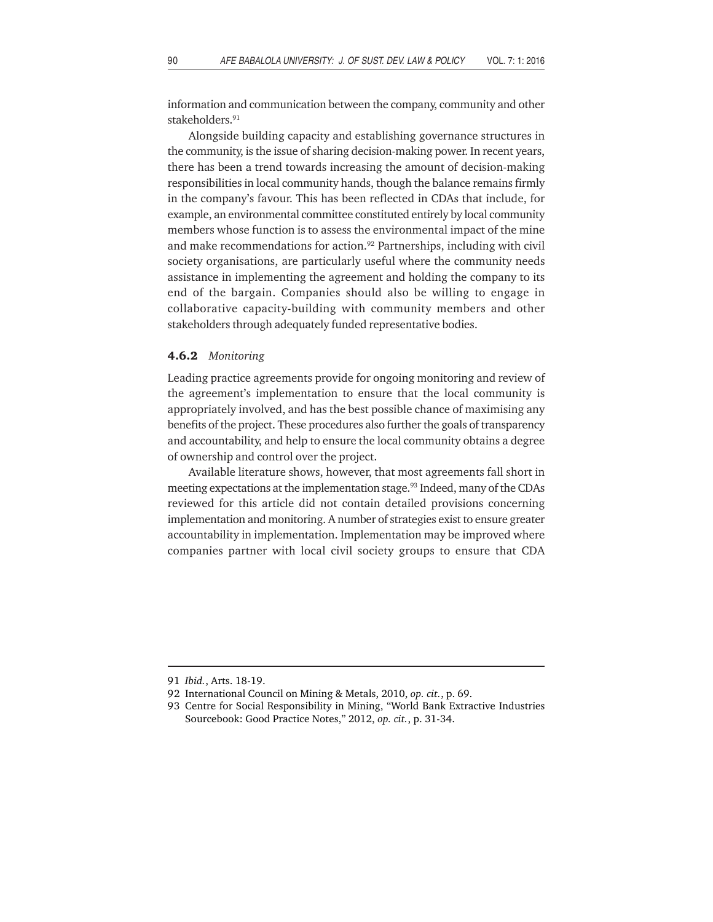information and communication between the company, community and other stakeholders.[91]

Alongside building capacity and establishing governance structures in the community, is the issue of sharing decision-making power. In recent years, there has been a trend towards increasing the amount of decision-making responsibilities in local community hands, though the balance remains firmly in the company's favour. This has been reflected in CDAs that include, for example, an environmental committee constituted entirely by local community members whose function is to assess the environmental impact of the mine and make recommendations for action.[92] Partnerships, including with civil society organisations, are particularly useful where the community needs assistance in implementing the agreement and holding the company to its end of the bargain. Companies should also be willing to engage in collaborative capacity-building with community members and other stakeholders through adequately funded representative bodies.

### **4.6.2** *Monitoring*

Leading practice agreements provide for ongoing monitoring and review of the agreement's implementation to ensure that the local community is appropriately involved, and has the best possible chance of maximising any benefits of the project. These procedures also further the goals of transparency and accountability, and help to ensure the local community obtains a degree of ownership and control over the project.

Available literature shows, however, that most agreements fall short in meeting expectations at the implementation stage.[93] Indeed, many of the CDAs reviewed for this article did not contain detailed provisions concerning implementation and monitoring. A number of strategies exist to ensure greater accountability in implementation. Implementation may be improved where companies partner with local civil society groups to ensure that CDA

---

91 *Ibid.*, Arts. 18-19.

92 International Council on Mining & Metals, 2010, *op. cit.*, p. 69.

93 Centre for Social Responsibility in Mining, "World Bank Extractive Industries Sourcebook: Good Practice Notes," 2012, *op. cit.*, p. 31-34.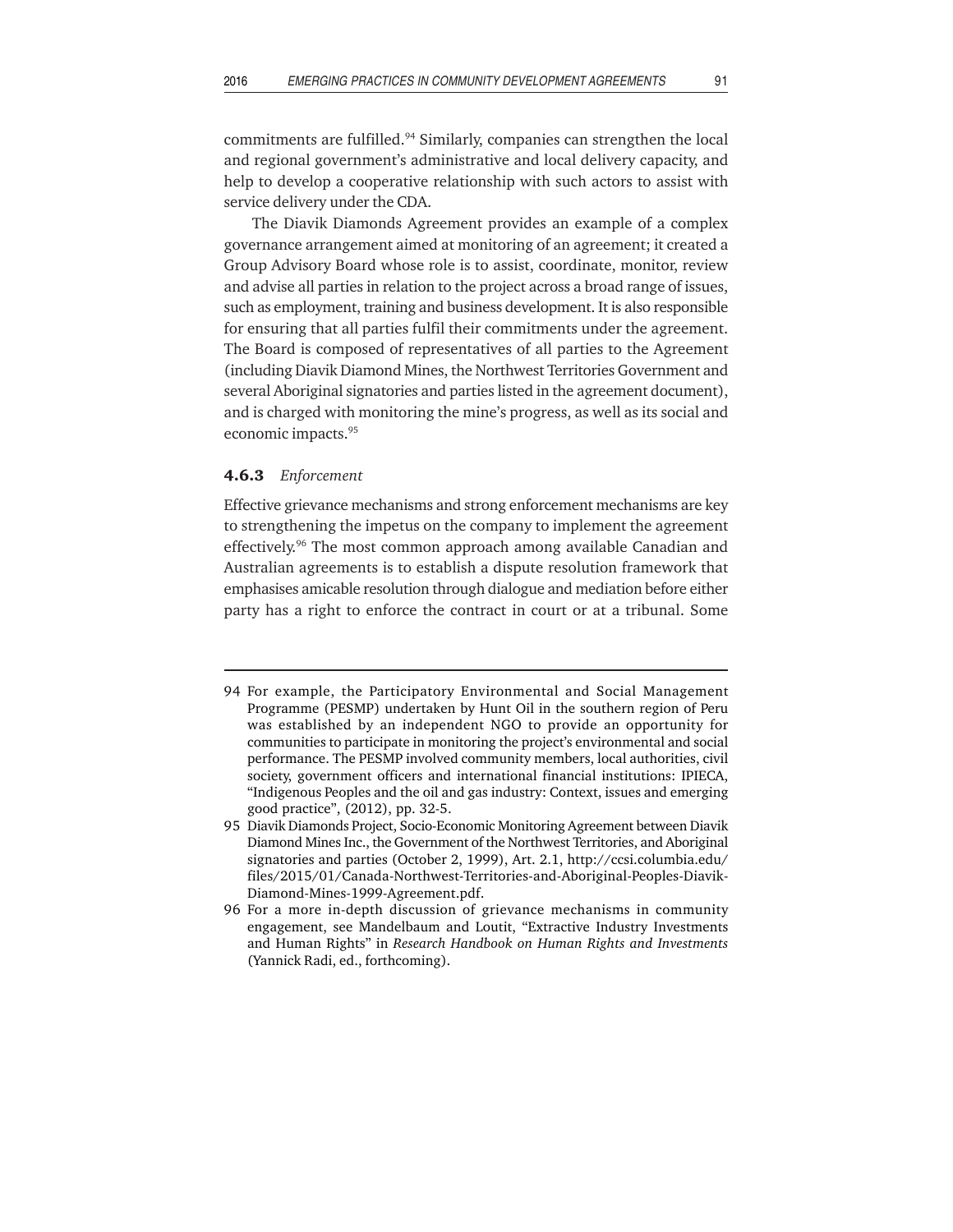commitments are fulfilled.[94] Similarly, companies can strengthen the local and regional government's administrative and local delivery capacity, and help to develop a cooperative relationship with such actors to assist with service delivery under the CDA.

The Diavik Diamonds Agreement provides an example of a complex governance arrangement aimed at monitoring of an agreement; it created a Group Advisory Board whose role is to assist, coordinate, monitor, review and advise all parties in relation to the project across a broad range of issues, such as employment, training and business development. It is also responsible for ensuring that all parties fulfil their commitments under the agreement. The Board is composed of representatives of all parties to the Agreement (including Diavik Diamond Mines, the Northwest Territories Government and several Aboriginal signatories and parties listed in the agreement document), and is charged with monitoring the mine's progress, as well as its social and economic impacts.[95]

### 4.6.3 *Enforcement*

Effective grievance mechanisms and strong enforcement mechanisms are key to strengthening the impetus on the company to implement the agreement effectively.[96] The most common approach among available Canadian and Australian agreements is to establish a dispute resolution framework that emphasises amicable resolution through dialogue and mediation before either party has a right to enforce the contract in court or at a tribunal. Some

---

94 For example, the Participatory Environmental and Social Management Programme (PESMP) undertaken by Hunt Oil in the southern region of Peru was established by an independent NGO to provide an opportunity for communities to participate in monitoring the project's environmental and social performance. The PESMP involved community members, local authorities, civil society, government officers and international financial institutions: IPIECA, "Indigenous Peoples and the oil and gas industry: Context, issues and emerging good practice", (2012), pp. 32-5.

95 Diavik Diamonds Project, Socio-Economic Monitoring Agreement between Diavik Diamond Mines Inc., the Government of the Northwest Territories, and Aboriginal signatories and parties (October 2, 1999), Art. 2.1, http://ccsi.columbia.edu/files/2015/01/Canada-Northwest-Territories-and-Aboriginal-Peoples-Diavik-Diamond-Mines-1999-Agreement.pdf.

96 For a more in-depth discussion of grievance mechanisms in community engagement, see Mandelbaum and Loutit, "Extractive Industry Investments and Human Rights" in *Research Handbook on Human Rights and Investments* (Yannick Radi, ed., forthcoming).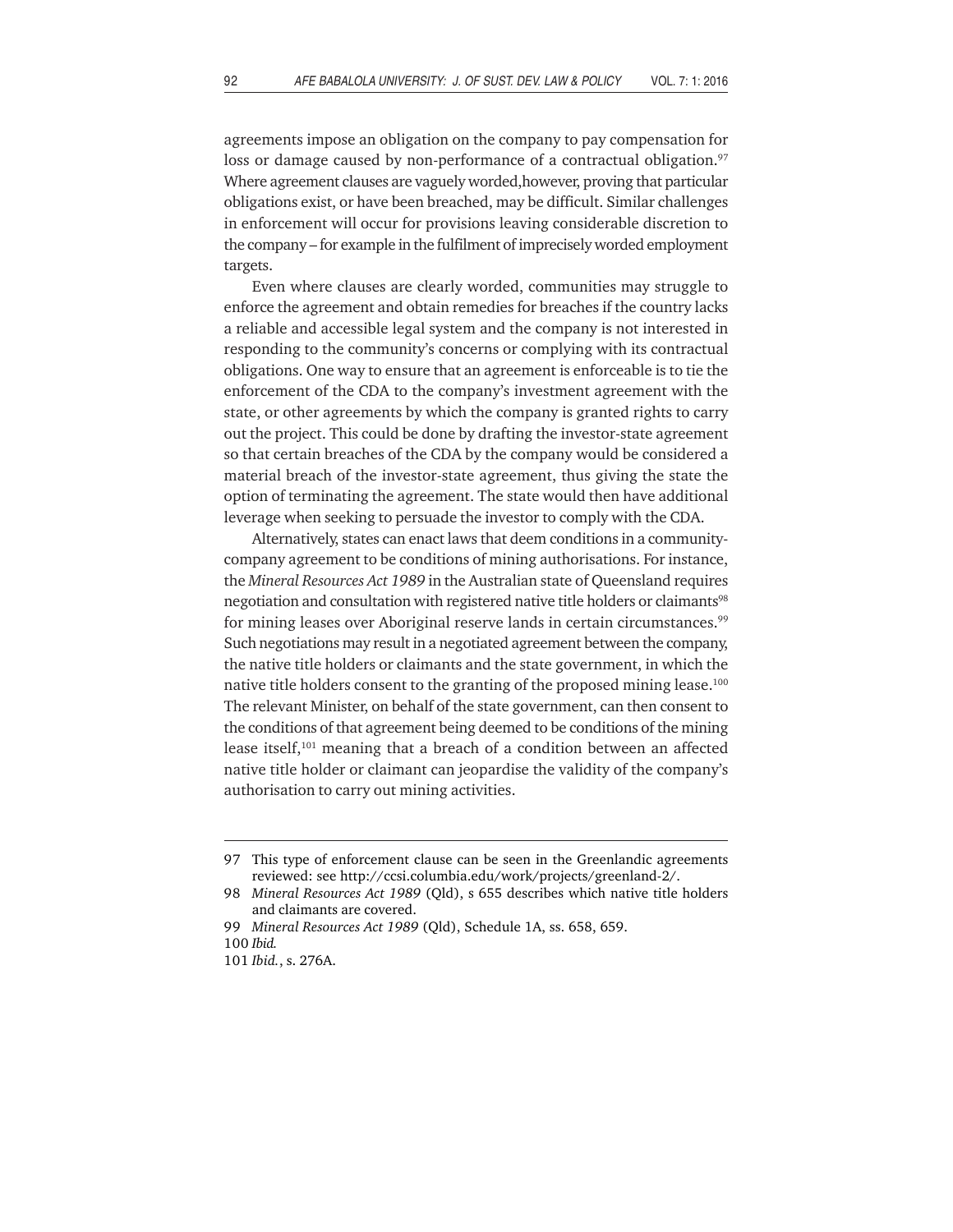agreements impose an obligation on the company to pay compensation for loss or damage caused by non-performance of a contractual obligation.[97] Where agreement clauses are vaguely worded,however, proving that particular obligations exist, or have been breached, may be difficult. Similar challenges in enforcement will occur for provisions leaving considerable discretion to the company – for example in the fulfilment of imprecisely worded employment targets.

Even where clauses are clearly worded, communities may struggle to enforce the agreement and obtain remedies for breaches if the country lacks a reliable and accessible legal system and the company is not interested in responding to the community's concerns or complying with its contractual obligations. One way to ensure that an agreement is enforceable is to tie the enforcement of the CDA to the company's investment agreement with the state, or other agreements by which the company is granted rights to carry out the project. This could be done by drafting the investor-state agreement so that certain breaches of the CDA by the company would be considered a material breach of the investor-state agreement, thus giving the state the option of terminating the agreement. The state would then have additional leverage when seeking to persuade the investor to comply with the CDA.

Alternatively, states can enact laws that deem conditions in a community-company agreement to be conditions of mining authorisations. For instance, the *Mineral Resources Act 1989* in the Australian state of Queensland requires negotiation and consultation with registered native title holders or claimants[98] for mining leases over Aboriginal reserve lands in certain circumstances.[99] Such negotiations may result in a negotiated agreement between the company, the native title holders or claimants and the state government, in which the native title holders consent to the granting of the proposed mining lease.[100] The relevant Minister, on behalf of the state government, can then consent to the conditions of that agreement being deemed to be conditions of the mining lease itself,[101] meaning that a breach of a condition between an affected native title holder or claimant can jeopardise the validity of the company's authorisation to carry out mining activities.

---

97 This type of enforcement clause can be seen in the Greenlandic agreements reviewed: see http://ccsi.columbia.edu/work/projects/greenland-2/.

98 *Mineral Resources Act 1989* (Qld), s 655 describes which native title holders and claimants are covered.

99 *Mineral Resources Act 1989* (Qld), Schedule 1A, ss. 658, 659.

100 *Ibid.*

101 *Ibid.*, s. 276A.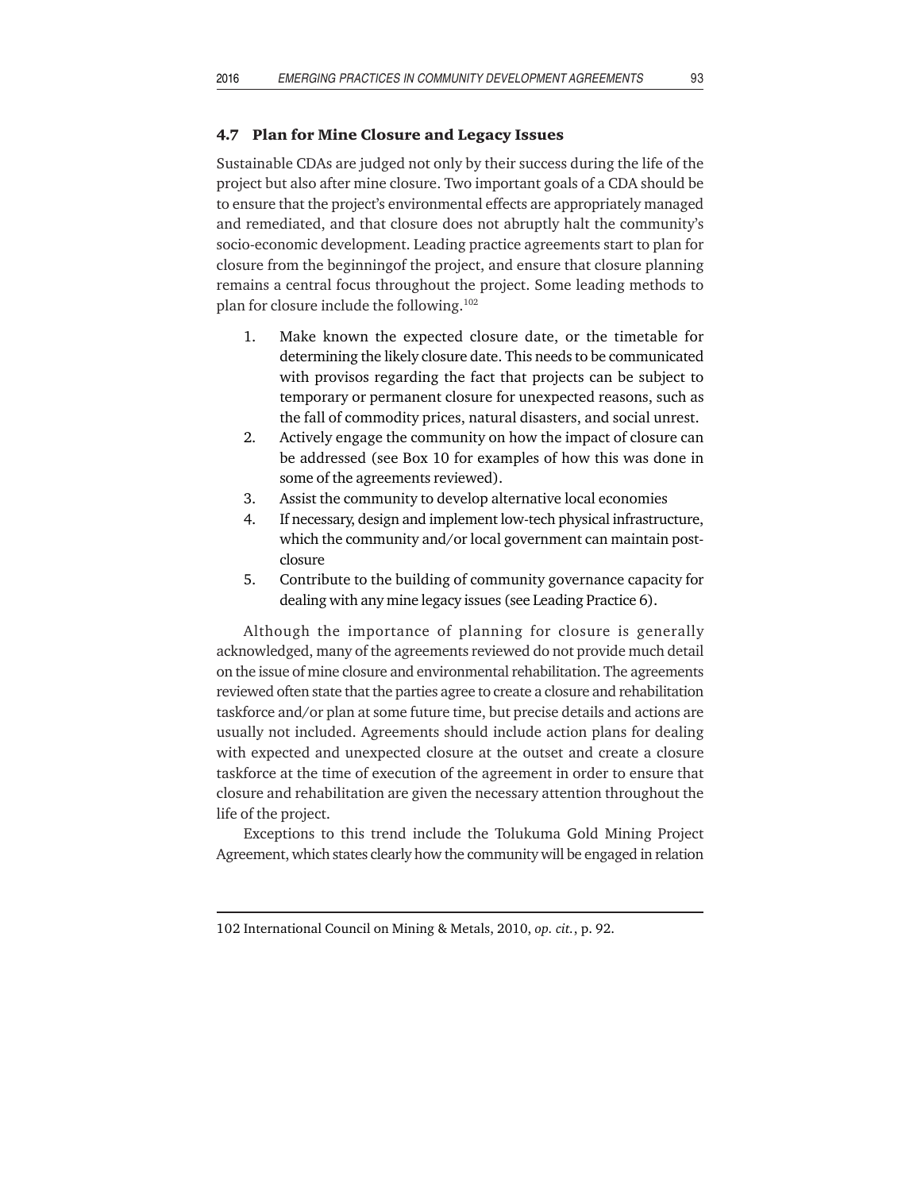### 4.7 Plan for Mine Closure and Legacy Issues

Sustainable CDAs are judged not only by their success during the life of the project but also after mine closure. Two important goals of a CDA should be to ensure that the project's environmental effects are appropriately managed and remediated, and that closure does not abruptly halt the community's socio-economic development. Leading practice agreements start to plan for closure from the beginningof the project, and ensure that closure planning remains a central focus throughout the project. Some leading methods to plan for closure include the following.[102]

1. Make known the expected closure date, or the timetable for determining the likely closure date. This needs to be communicated with provisos regarding the fact that projects can be subject to temporary or permanent closure for unexpected reasons, such as the fall of commodity prices, natural disasters, and social unrest.
2. Actively engage the community on how the impact of closure can be addressed (see Box 10 for examples of how this was done in some of the agreements reviewed).
3. Assist the community to develop alternative local economies
4. If necessary, design and implement low-tech physical infrastructure, which the community and/or local government can maintain post-closure
5. Contribute to the building of community governance capacity for dealing with any mine legacy issues (see Leading Practice 6).

Although the importance of planning for closure is generally acknowledged, many of the agreements reviewed do not provide much detail on the issue of mine closure and environmental rehabilitation. The agreements reviewed often state that the parties agree to create a closure and rehabilitation taskforce and/or plan at some future time, but precise details and actions are usually not included. Agreements should include action plans for dealing with expected and unexpected closure at the outset and create a closure taskforce at the time of execution of the agreement in order to ensure that closure and rehabilitation are given the necessary attention throughout the life of the project.

Exceptions to this trend include the Tolukuma Gold Mining Project Agreement, which states clearly how the community will be engaged in relation

---

102 International Council on Mining & Metals, 2010, *op. cit.*, p. 92.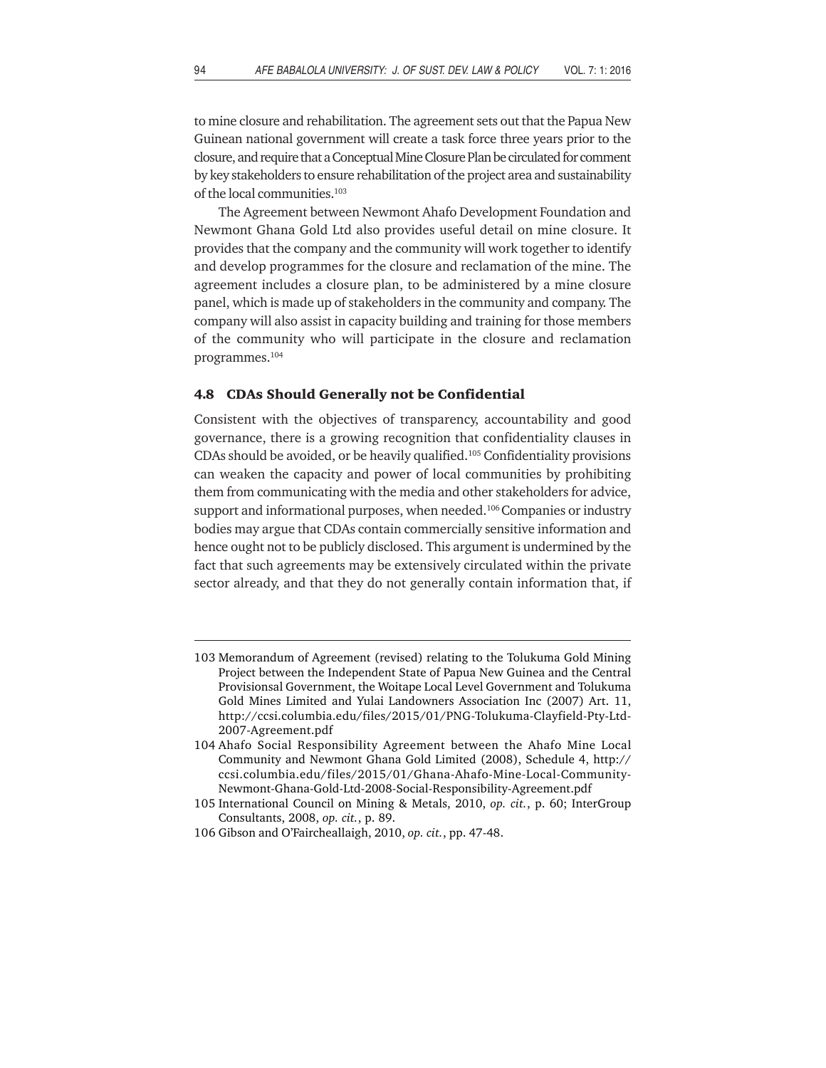to mine closure and rehabilitation. The agreement sets out that the Papua New Guinean national government will create a task force three years prior to the closure, and require that a Conceptual Mine Closure Plan be circulated for comment by key stakeholders to ensure rehabilitation of the project area and sustainability of the local communities.[103]

The Agreement between Newmont Ahafo Development Foundation and Newmont Ghana Gold Ltd also provides useful detail on mine closure. It provides that the company and the community will work together to identify and develop programmes for the closure and reclamation of the mine. The agreement includes a closure plan, to be administered by a mine closure panel, which is made up of stakeholders in the community and company. The company will also assist in capacity building and training for those members of the community who will participate in the closure and reclamation programmes.[104]

### 4.8 CDAs Should Generally not be Confidential

Consistent with the objectives of transparency, accountability and good governance, there is a growing recognition that confidentiality clauses in CDAs should be avoided, or be heavily qualified.[105] Confidentiality provisions can weaken the capacity and power of local communities by prohibiting them from communicating with the media and other stakeholders for advice, support and informational purposes, when needed.[106] Companies or industry bodies may argue that CDAs contain commercially sensitive information and hence ought not to be publicly disclosed. This argument is undermined by the fact that such agreements may be extensively circulated within the private sector already, and that they do not generally contain information that, if

---

103 Memorandum of Agreement (revised) relating to the Tolukuma Gold Mining Project between the Independent State of Papua New Guinea and the Central Provisionsal Government, the Woitape Local Level Government and Tolukuma Gold Mines Limited and Yulai Landowners Association Inc (2007) Art. 11, http://ccsi.columbia.edu/files/2015/01/PNG-Tolukuma-Clayfield-Pty-Ltd-2007-Agreement.pdf

104 Ahafo Social Responsibility Agreement between the Ahafo Mine Local Community and Newmont Ghana Gold Limited (2008), Schedule 4, http://ccsi.columbia.edu/files/2015/01/Ghana-Ahafo-Mine-Local-Community-Newmont-Ghana-Gold-Ltd-2008-Social-Responsibility-Agreement.pdf

105 International Council on Mining & Metals, 2010, *op. cit.*, p. 60; InterGroup Consultants, 2008, *op. cit.*, p. 89.

106 Gibson and O'Faircheallaigh, 2010, *op. cit.*, pp. 47-48.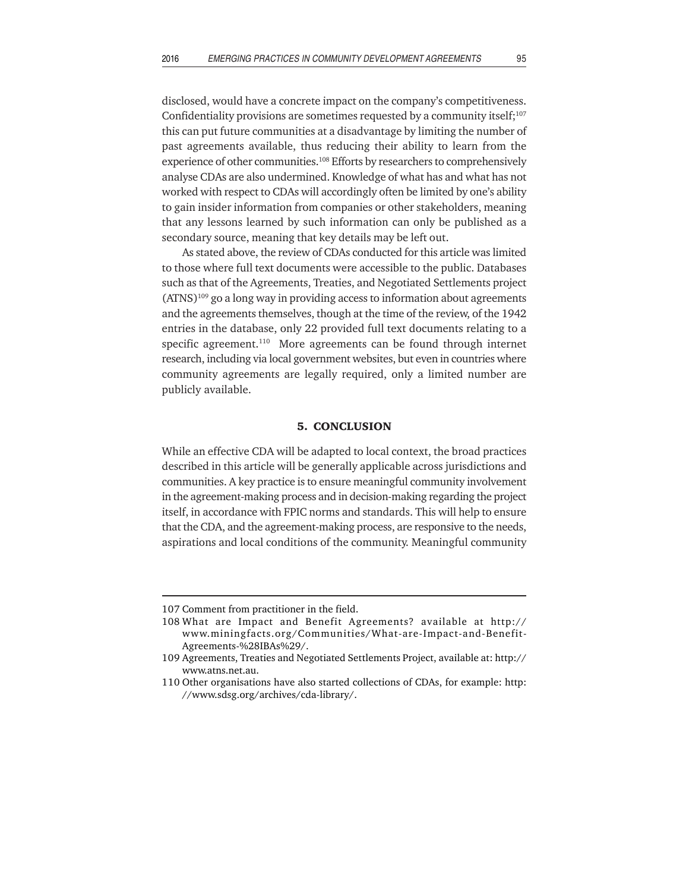disclosed, would have a concrete impact on the company's competitiveness. Confidentiality provisions are sometimes requested by a community itself;[107] this can put future communities at a disadvantage by limiting the number of past agreements available, thus reducing their ability to learn from the experience of other communities.[108] Efforts by researchers to comprehensively analyse CDAs are also undermined. Knowledge of what has and what has not worked with respect to CDAs will accordingly often be limited by one's ability to gain insider information from companies or other stakeholders, meaning that any lessons learned by such information can only be published as a secondary source, meaning that key details may be left out.

As stated above, the review of CDAs conducted for this article was limited to those where full text documents were accessible to the public. Databases such as that of the Agreements, Treaties, and Negotiated Settlements project (ATNS)[109] go a long way in providing access to information about agreements and the agreements themselves, though at the time of the review, of the 1942 entries in the database, only 22 provided full text documents relating to a specific agreement.[110] More agreements can be found through internet research, including via local government websites, but even in countries where community agreements are legally required, only a limited number are publicly available.

## 5. CONCLUSION

While an effective CDA will be adapted to local context, the broad practices described in this article will be generally applicable across jurisdictions and communities. A key practice is to ensure meaningful community involvement in the agreement-making process and in decision-making regarding the project itself, in accordance with FPIC norms and standards. This will help to ensure that the CDA, and the agreement-making process, are responsive to the needs, aspirations and local conditions of the community. Meaningful community

---

107 Comment from practitioner in the field.

108 What are Impact and Benefit Agreements? available at http://www.miningfacts.org/Communities/What-are-Impact-and-Benefit-Agreements-%28IBAs%29/.

109 Agreements, Treaties and Negotiated Settlements Project, available at: http://www.atns.net.au.

110 Other organisations have also started collections of CDAs, for example: http://www.sdsg.org/archives/cda-library/.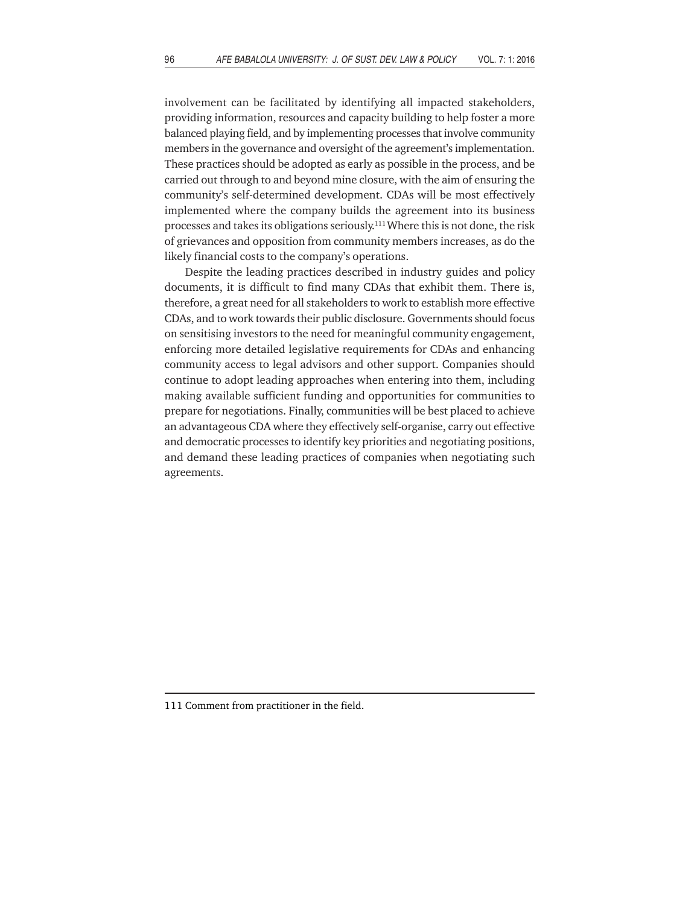involvement can be facilitated by identifying all impacted stakeholders, providing information, resources and capacity building to help foster a more balanced playing field, and by implementing processes that involve community members in the governance and oversight of the agreement's implementation. These practices should be adopted as early as possible in the process, and be carried out through to and beyond mine closure, with the aim of ensuring the community's self-determined development. CDAs will be most effectively implemented where the company builds the agreement into its business processes and takes its obligations seriously.[111] Where this is not done, the risk of grievances and opposition from community members increases, as do the likely financial costs to the company's operations.

Despite the leading practices described in industry guides and policy documents, it is difficult to find many CDAs that exhibit them. There is, therefore, a great need for all stakeholders to work to establish more effective CDAs, and to work towards their public disclosure. Governments should focus on sensitising investors to the need for meaningful community engagement, enforcing more detailed legislative requirements for CDAs and enhancing community access to legal advisors and other support. Companies should continue to adopt leading approaches when entering into them, including making available sufficient funding and opportunities for communities to prepare for negotiations. Finally, communities will be best placed to achieve an advantageous CDA where they effectively self-organise, carry out effective and democratic processes to identify key priorities and negotiating positions, and demand these leading practices of companies when negotiating such agreements.

---

111 Comment from practitioner in the field.